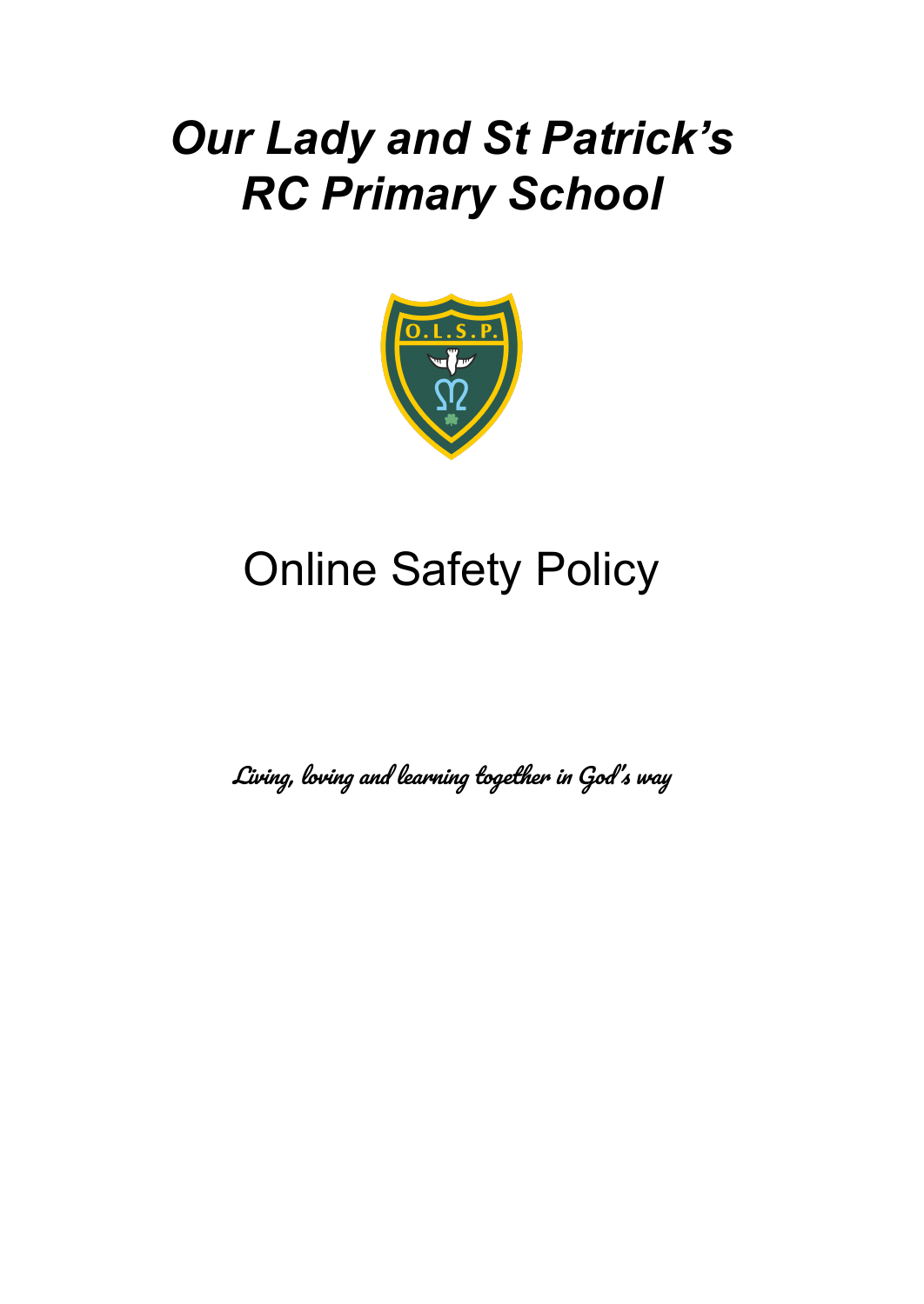# *Our Lady and St Patrick's RC Primary School*

# Online Safety Policy

*Living, loving and learning together in God's way*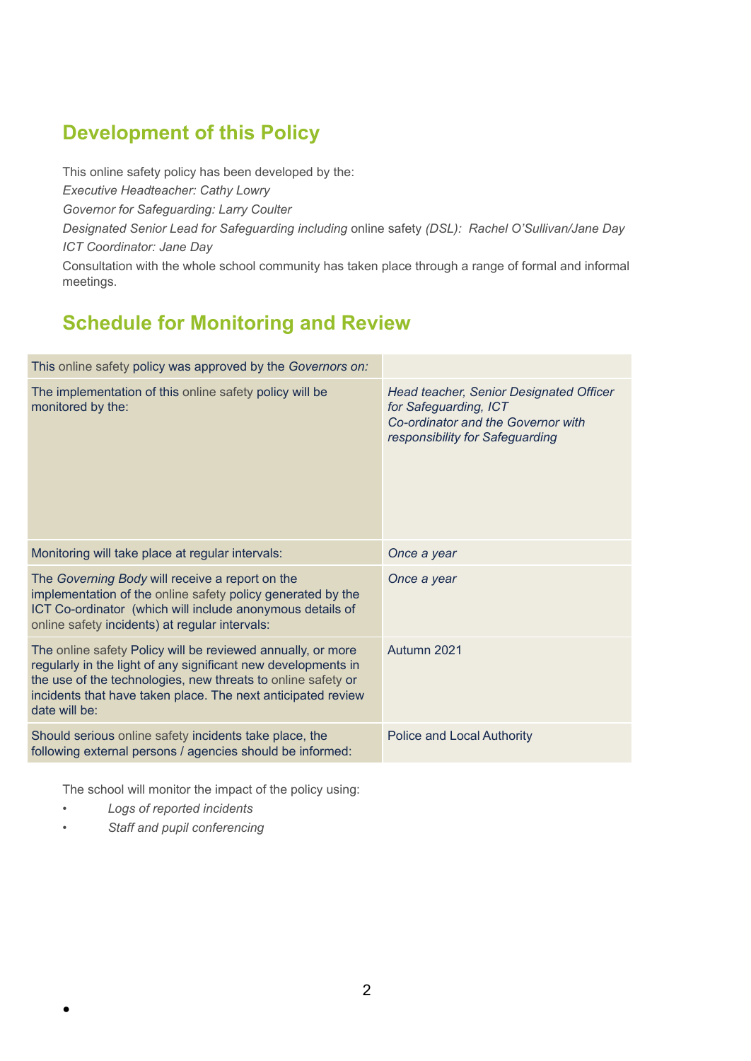## Development of this Policy

This online safety policy has been developed by the:

*Executive Headteacher: Cathy Lowry*

*Governor for Safeguarding: Larry Coulter*

*Designated Senior Lead for Safeguarding including* online safety *(DSL): Rachel O'Sullivan/Jane Day*

*ICT Coordinator: Jane Day*

Consultation with the whole school community has taken place through a range of formal and informal meetings.

## Schedule for Monitoring and Review

| | |
|---|---|
| This online safety policy was approved by the *Governors on:* | |
| The implementation of this online safety policy will be monitored by the: | *Head teacher, Senior Designated Officer for Safeguarding, ICT Co-ordinator and the Governor with responsibility for Safeguarding* |
| Monitoring will take place at regular intervals: | *Once a year* |
| The *Governing Body* will receive a report on the implementation of the online safety policy generated by the ICT Co-ordinator (which will include anonymous details of online safety incidents) at regular intervals: | *Once a year* |
| The online safety Policy will be reviewed annually, or more regularly in the light of any significant new developments in the use of the technologies, new threats to online safety or incidents that have taken place. The next anticipated review date will be: | Autumn 2021 |
| Should serious online safety incidents take place, the following external persons / agencies should be informed: | Police and Local Authority |

The school will monitor the impact of the policy using:

- *Logs of reported incidents*
- *Staff and pupil conferencing*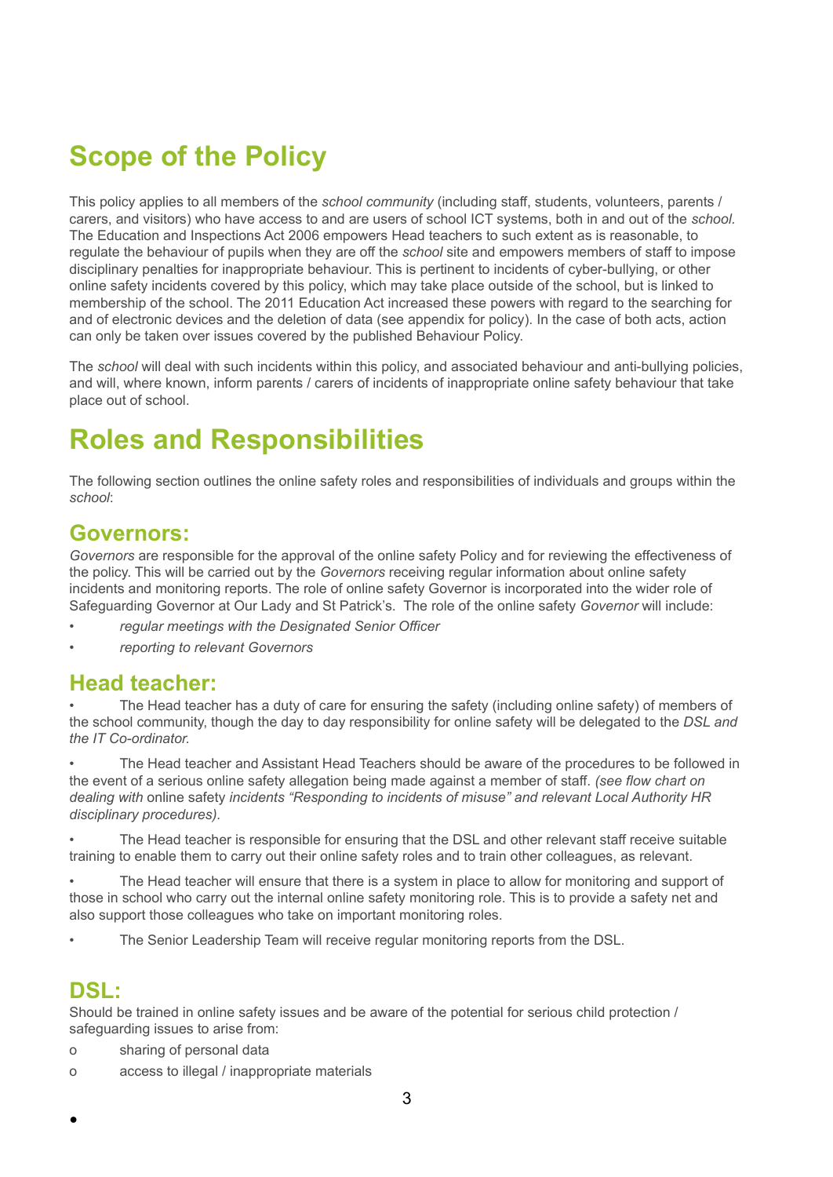# Scope of the Policy

This policy applies to all members of the *school community* (including staff, students, volunteers, parents / carers, and visitors) who have access to and are users of school ICT systems, both in and out of the *school.* The Education and Inspections Act 2006 empowers Head teachers to such extent as is reasonable, to regulate the behaviour of pupils when they are off the *school* site and empowers members of staff to impose disciplinary penalties for inappropriate behaviour. This is pertinent to incidents of cyber-bullying, or other online safety incidents covered by this policy, which may take place outside of the school, but is linked to membership of the school. The 2011 Education Act increased these powers with regard to the searching for and of electronic devices and the deletion of data (see appendix for policy). In the case of both acts, action can only be taken over issues covered by the published Behaviour Policy.

The *school* will deal with such incidents within this policy, and associated behaviour and anti-bullying policies, and will, where known, inform parents / carers of incidents of inappropriate online safety behaviour that take place out of school.

# Roles and Responsibilities

The following section outlines the online safety roles and responsibilities of individuals and groups within the *school*:

## Governors:

*Governors* are responsible for the approval of the online safety Policy and for reviewing the effectiveness of the policy. This will be carried out by the *Governors* receiving regular information about online safety incidents and monitoring reports. The role of online safety Governor is incorporated into the wider role of Safeguarding Governor at Our Lady and St Patrick's. The role of the online safety *Governor* will include:

- *regular meetings with the Designated Senior Officer*
- *reporting to relevant Governors*

## Head teacher:

- The Head teacher has a duty of care for ensuring the safety (including online safety) of members of the school community, though the day to day responsibility for online safety will be delegated to the *DSL and the IT Co-ordinator.*
- The Head teacher and Assistant Head Teachers should be aware of the procedures to be followed in the event of a serious online safety allegation being made against a member of staff. *(see flow chart on dealing with* online safety *incidents "Responding to incidents of misuse" and relevant Local Authority HR disciplinary procedures).*
- The Head teacher is responsible for ensuring that the DSL and other relevant staff receive suitable training to enable them to carry out their online safety roles and to train other colleagues, as relevant.
- The Head teacher will ensure that there is a system in place to allow for monitoring and support of those in school who carry out the internal online safety monitoring role. This is to provide a safety net and also support those colleagues who take on important monitoring roles.
- The Senior Leadership Team will receive regular monitoring reports from the DSL.

## DSL:

Should be trained in online safety issues and be aware of the potential for serious child protection / safeguarding issues to arise from:

- sharing of personal data
- access to illegal / inappropriate materials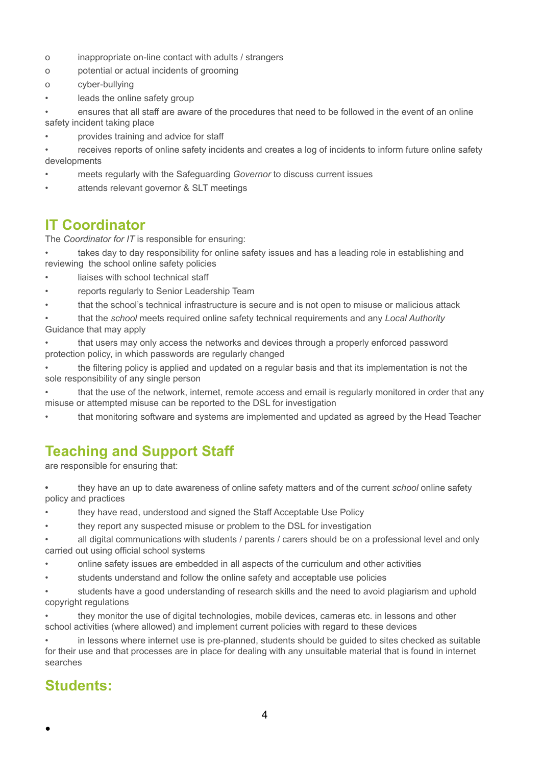- inappropriate on-line contact with adults / strangers
- potential or actual incidents of grooming
- cyber-bullying

- leads the online safety group
- ensures that all staff are aware of the procedures that need to be followed in the event of an online safety incident taking place
- provides training and advice for staff
- receives reports of online safety incidents and creates a log of incidents to inform future online safety developments
- meets regularly with the Safeguarding *Governor* to discuss current issues
- attends relevant governor & SLT meetings

## IT Coordinator

The *Coordinator for IT* is responsible for ensuring:

- takes day to day responsibility for online safety issues and has a leading role in establishing and reviewing the school online safety policies
- liaises with school technical staff
- reports regularly to Senior Leadership Team
- that the school's technical infrastructure is secure and is not open to misuse or malicious attack
- that the *school* meets required online safety technical requirements and any *Local Authority* Guidance that may apply
- that users may only access the networks and devices through a properly enforced password protection policy, in which passwords are regularly changed
- the filtering policy is applied and updated on a regular basis and that its implementation is not the sole responsibility of any single person
- that the use of the network, internet, remote access and email is regularly monitored in order that any misuse or attempted misuse can be reported to the DSL for investigation
- that monitoring software and systems are implemented and updated as agreed by the Head Teacher

## Teaching and Support Staff

are responsible for ensuring that:

- they have an up to date awareness of online safety matters and of the current *school* online safety policy and practices
- they have read, understood and signed the Staff Acceptable Use Policy
- they report any suspected misuse or problem to the DSL for investigation
- all digital communications with students / parents / carers should be on a professional level and only carried out using official school systems
- online safety issues are embedded in all aspects of the curriculum and other activities
- students understand and follow the online safety and acceptable use policies
- students have a good understanding of research skills and the need to avoid plagiarism and uphold copyright regulations
- they monitor the use of digital technologies, mobile devices, cameras etc. in lessons and other school activities (where allowed) and implement current policies with regard to these devices
- in lessons where internet use is pre-planned, students should be guided to sites checked as suitable for their use and that processes are in place for dealing with any unsuitable material that is found in internet searches

## Students:

-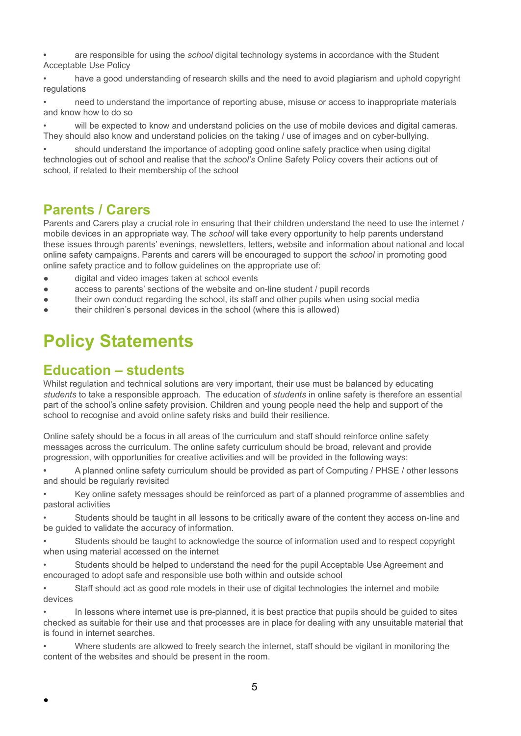- are responsible for using the *school* digital technology systems in accordance with the Student Acceptable Use Policy
- have a good understanding of research skills and the need to avoid plagiarism and uphold copyright regulations
- need to understand the importance of reporting abuse, misuse or access to inappropriate materials and know how to do so
- will be expected to know and understand policies on the use of mobile devices and digital cameras. They should also know and understand policies on the taking / use of images and on cyber-bullying.
- should understand the importance of adopting good online safety practice when using digital technologies out of school and realise that the *school's* Online Safety Policy covers their actions out of school, if related to their membership of the school

## Parents / Carers

Parents and Carers play a crucial role in ensuring that their children understand the need to use the internet / mobile devices in an appropriate way. The *school* will take every opportunity to help parents understand these issues through parents' evenings, newsletters, letters, website and information about national and local online safety campaigns. Parents and carers will be encouraged to support the *school* in promoting good online safety practice and to follow guidelines on the appropriate use of:

- digital and video images taken at school events
- access to parents' sections of the website and on-line student / pupil records
- their own conduct regarding the school, its staff and other pupils when using social media
- their children's personal devices in the school (where this is allowed)

# Policy Statements

## Education – students

Whilst regulation and technical solutions are very important, their use must be balanced by educating *students* to take a responsible approach. The education of *students* in online safety is therefore an essential part of the school's online safety provision. Children and young people need the help and support of the school to recognise and avoid online safety risks and build their resilience.

Online safety should be a focus in all areas of the curriculum and staff should reinforce online safety messages across the curriculum. The online safety curriculum should be broad, relevant and provide progression, with opportunities for creative activities and will be provided in the following ways:

- A planned online safety curriculum should be provided as part of Computing / PHSE / other lessons and should be regularly revisited
- Key online safety messages should be reinforced as part of a planned programme of assemblies and pastoral activities
- Students should be taught in all lessons to be critically aware of the content they access on-line and be guided to validate the accuracy of information.
- Students should be taught to acknowledge the source of information used and to respect copyright when using material accessed on the internet
- Students should be helped to understand the need for the pupil Acceptable Use Agreement and encouraged to adopt safe and responsible use both within and outside school
- Staff should act as good role models in their use of digital technologies the internet and mobile devices
- In lessons where internet use is pre-planned, it is best practice that pupils should be guided to sites checked as suitable for their use and that processes are in place for dealing with any unsuitable material that is found in internet searches.
- Where students are allowed to freely search the internet, staff should be vigilant in monitoring the content of the websites and should be present in the room.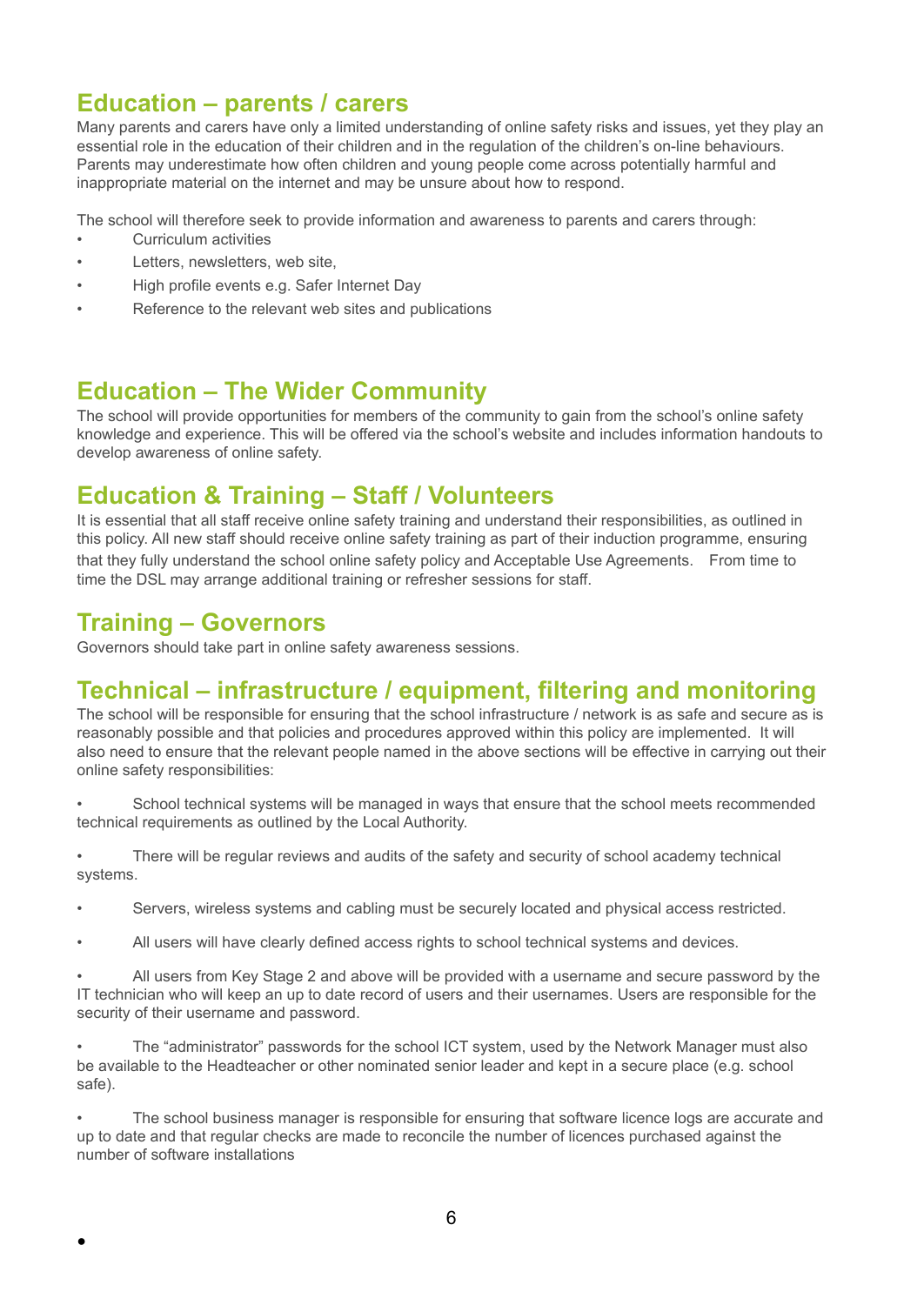## Education – parents / carers

Many parents and carers have only a limited understanding of online safety risks and issues, yet they play an essential role in the education of their children and in the regulation of the children's on-line behaviours. Parents may underestimate how often children and young people come across potentially harmful and inappropriate material on the internet and may be unsure about how to respond.

The school will therefore seek to provide information and awareness to parents and carers through:

- Curriculum activities
- Letters, newsletters, web site,
- High profile events e.g. Safer Internet Day
- Reference to the relevant web sites and publications

## Education – The Wider Community

The school will provide opportunities for members of the community to gain from the school's online safety knowledge and experience. This will be offered via the school's website and includes information handouts to develop awareness of online safety.

## Education & Training – Staff / Volunteers

It is essential that all staff receive online safety training and understand their responsibilities, as outlined in this policy. All new staff should receive online safety training as part of their induction programme, ensuring that they fully understand the school online safety policy and Acceptable Use Agreements. From time to time the DSL may arrange additional training or refresher sessions for staff.

## Training – Governors

Governors should take part in online safety awareness sessions.

## Technical – infrastructure / equipment, filtering and monitoring

The school will be responsible for ensuring that the school infrastructure / network is as safe and secure as is reasonably possible and that policies and procedures approved within this policy are implemented. It will also need to ensure that the relevant people named in the above sections will be effective in carrying out their online safety responsibilities:

- School technical systems will be managed in ways that ensure that the school meets recommended technical requirements as outlined by the Local Authority.
- There will be regular reviews and audits of the safety and security of school academy technical systems.
- Servers, wireless systems and cabling must be securely located and physical access restricted.
- All users will have clearly defined access rights to school technical systems and devices.
- All users from Key Stage 2 and above will be provided with a username and secure password by the IT technician who will keep an up to date record of users and their usernames. Users are responsible for the security of their username and password.
- The "administrator" passwords for the school ICT system, used by the Network Manager must also be available to the Headteacher or other nominated senior leader and kept in a secure place (e.g. school safe).
- The school business manager is responsible for ensuring that software licence logs are accurate and up to date and that regular checks are made to reconcile the number of licences purchased against the number of software installations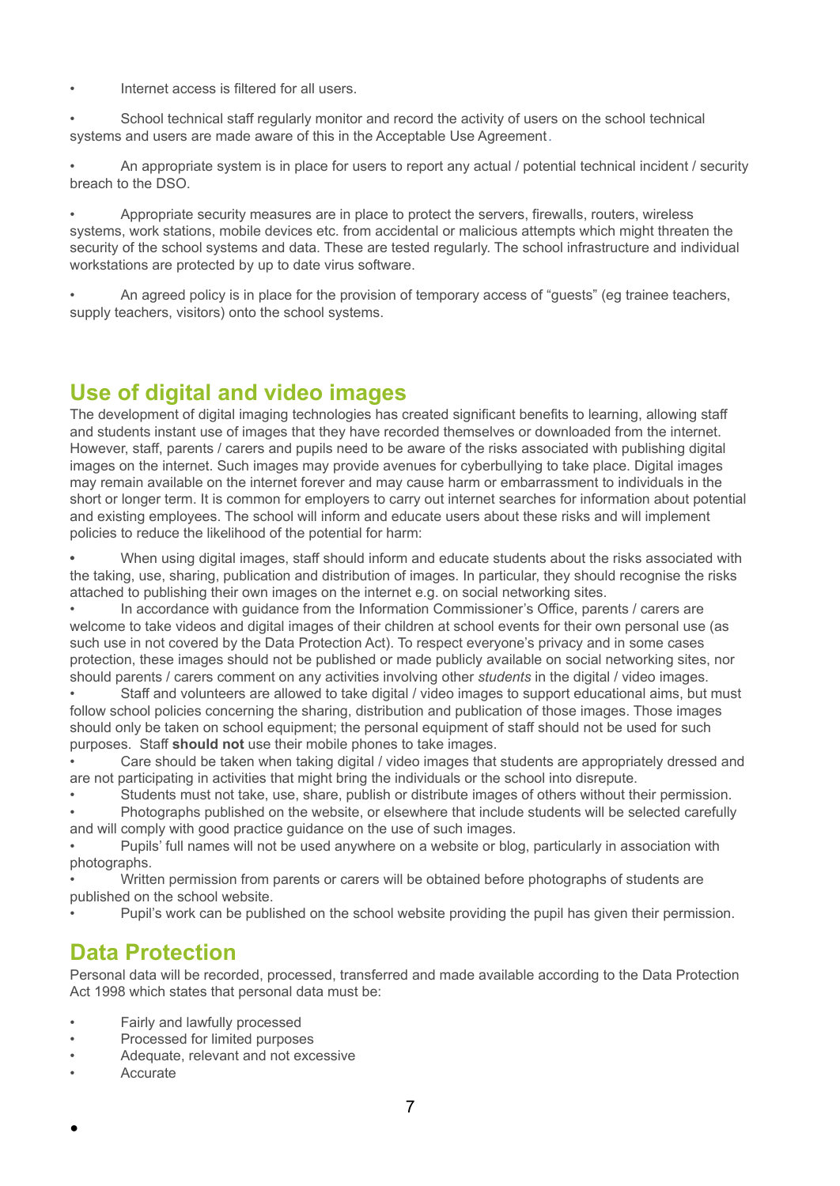- Internet access is filtered for all users.
- School technical staff regularly monitor and record the activity of users on the school technical systems and users are made aware of this in the Acceptable Use Agreement.
- An appropriate system is in place for users to report any actual / potential technical incident / security breach to the DSO.
- Appropriate security measures are in place to protect the servers, firewalls, routers, wireless systems, work stations, mobile devices etc. from accidental or malicious attempts which might threaten the security of the school systems and data. These are tested regularly. The school infrastructure and individual workstations are protected by up to date virus software.
- An agreed policy is in place for the provision of temporary access of "guests" (eg trainee teachers, supply teachers, visitors) onto the school systems.

## Use of digital and video images

The development of digital imaging technologies has created significant benefits to learning, allowing staff and students instant use of images that they have recorded themselves or downloaded from the internet. However, staff, parents / carers and pupils need to be aware of the risks associated with publishing digital images on the internet. Such images may provide avenues for cyberbullying to take place. Digital images may remain available on the internet forever and may cause harm or embarrassment to individuals in the short or longer term. It is common for employers to carry out internet searches for information about potential and existing employees. The school will inform and educate users about these risks and will implement policies to reduce the likelihood of the potential for harm:

- When using digital images, staff should inform and educate students about the risks associated with the taking, use, sharing, publication and distribution of images. In particular, they should recognise the risks attached to publishing their own images on the internet e.g. on social networking sites.
- In accordance with guidance from the Information Commissioner's Office, parents / carers are welcome to take videos and digital images of their children at school events for their own personal use (as such use in not covered by the Data Protection Act). To respect everyone's privacy and in some cases protection, these images should not be published or made publicly available on social networking sites, nor should parents / carers comment on any activities involving other *students* in the digital / video images.
- Staff and volunteers are allowed to take digital / video images to support educational aims, but must follow school policies concerning the sharing, distribution and publication of those images. Those images should only be taken on school equipment; the personal equipment of staff should not be used for such purposes. Staff **should not** use their mobile phones to take images.
- Care should be taken when taking digital / video images that students are appropriately dressed and are not participating in activities that might bring the individuals or the school into disrepute.
- Students must not take, use, share, publish or distribute images of others without their permission.
- Photographs published on the website, or elsewhere that include students will be selected carefully and will comply with good practice guidance on the use of such images.
- Pupils' full names will not be used anywhere on a website or blog, particularly in association with photographs.
- Written permission from parents or carers will be obtained before photographs of students are published on the school website.
- Pupil's work can be published on the school website providing the pupil has given their permission.

## Data Protection

Personal data will be recorded, processed, transferred and made available according to the Data Protection Act 1998 which states that personal data must be:

- Fairly and lawfully processed
- Processed for limited purposes
- Adequate, relevant and not excessive
- Accurate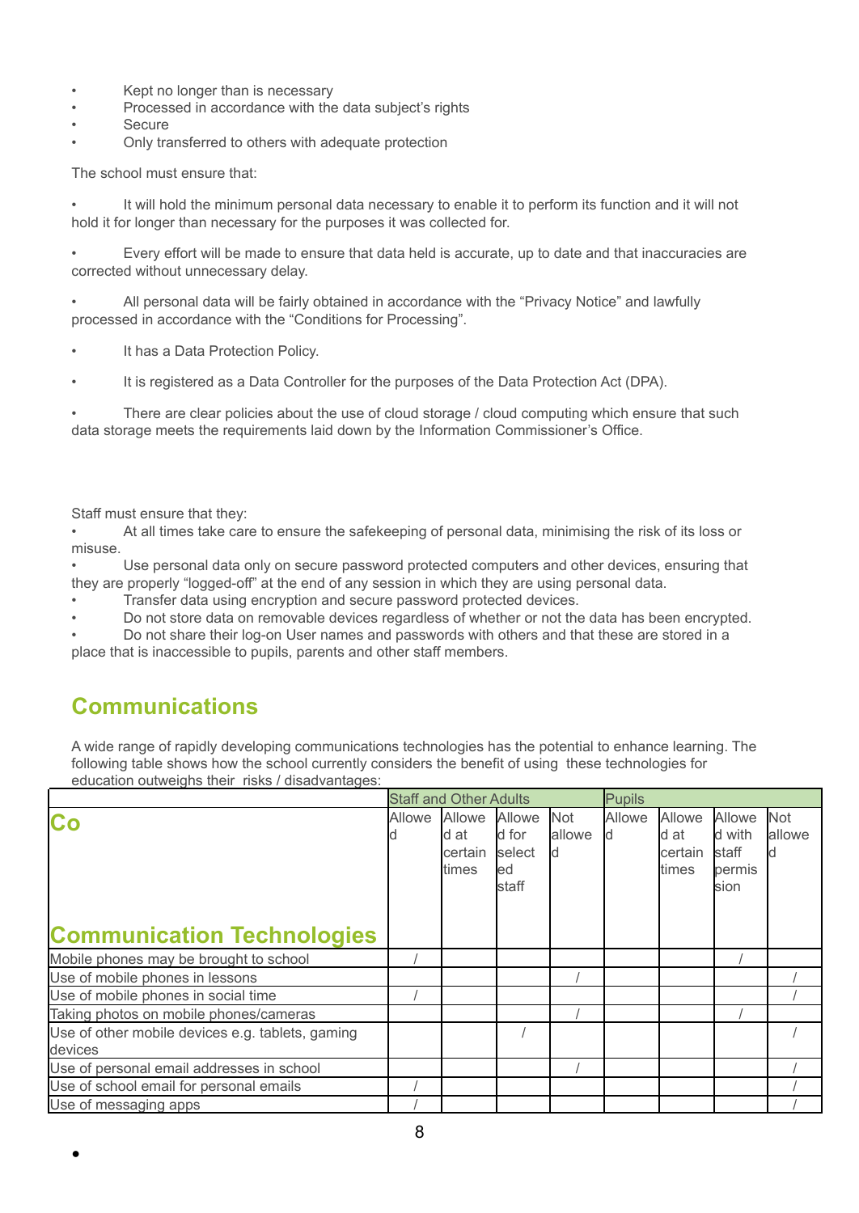- Kept no longer than is necessary
- Processed in accordance with the data subject's rights
- Secure
- Only transferred to others with adequate protection

The school must ensure that:

- It will hold the minimum personal data necessary to enable it to perform its function and it will not hold it for longer than necessary for the purposes it was collected for.
- Every effort will be made to ensure that data held is accurate, up to date and that inaccuracies are corrected without unnecessary delay.
- All personal data will be fairly obtained in accordance with the "Privacy Notice" and lawfully processed in accordance with the "Conditions for Processing".
- It has a Data Protection Policy.
- It is registered as a Data Controller for the purposes of the Data Protection Act (DPA).
- There are clear policies about the use of cloud storage / cloud computing which ensure that such data storage meets the requirements laid down by the Information Commissioner's Office.

Staff must ensure that they:

- At all times take care to ensure the safekeeping of personal data, minimising the risk of its loss or misuse.
- Use personal data only on secure password protected computers and other devices, ensuring that they are properly "logged-off" at the end of any session in which they are using personal data.
- Transfer data using encryption and secure password protected devices.
- Do not store data on removable devices regardless of whether or not the data has been encrypted.
- Do not share their log-on User names and passwords with others and that these are stored in a place that is inaccessible to pupils, parents and other staff members.

## Communications

A wide range of rapidly developing communications technologies has the potential to enhance learning. The following table shows how the school currently considers the benefit of using these technologies for education outweighs their risks / disadvantages:

| | Staff and Other Adults | | | | Pupils | | | |
|---|---|---|---|---|---|---|---|---|
| **Communication Technologies** | Allowed | Allowed at certain times | Allowed for selected staff | Not allowed | Allowed | Allowed at certain times | Allowed with staff permission | Not allowed |
| Mobile phones may be brought to school | / | | | | | | / | |
| Use of mobile phones in lessons | | | | / | | | | / |
| Use of mobile phones in social time | / | | | | | | | / |
| Taking photos on mobile phones/cameras | | | | / | | | / | |
| Use of other mobile devices e.g. tablets, gaming devices | | | / | | | | | / |
| Use of personal email addresses in school | | | | / | | | | / |
| Use of school email for personal emails | / | | | | | | | / |
| Use of messaging apps | / | | | | | | | / |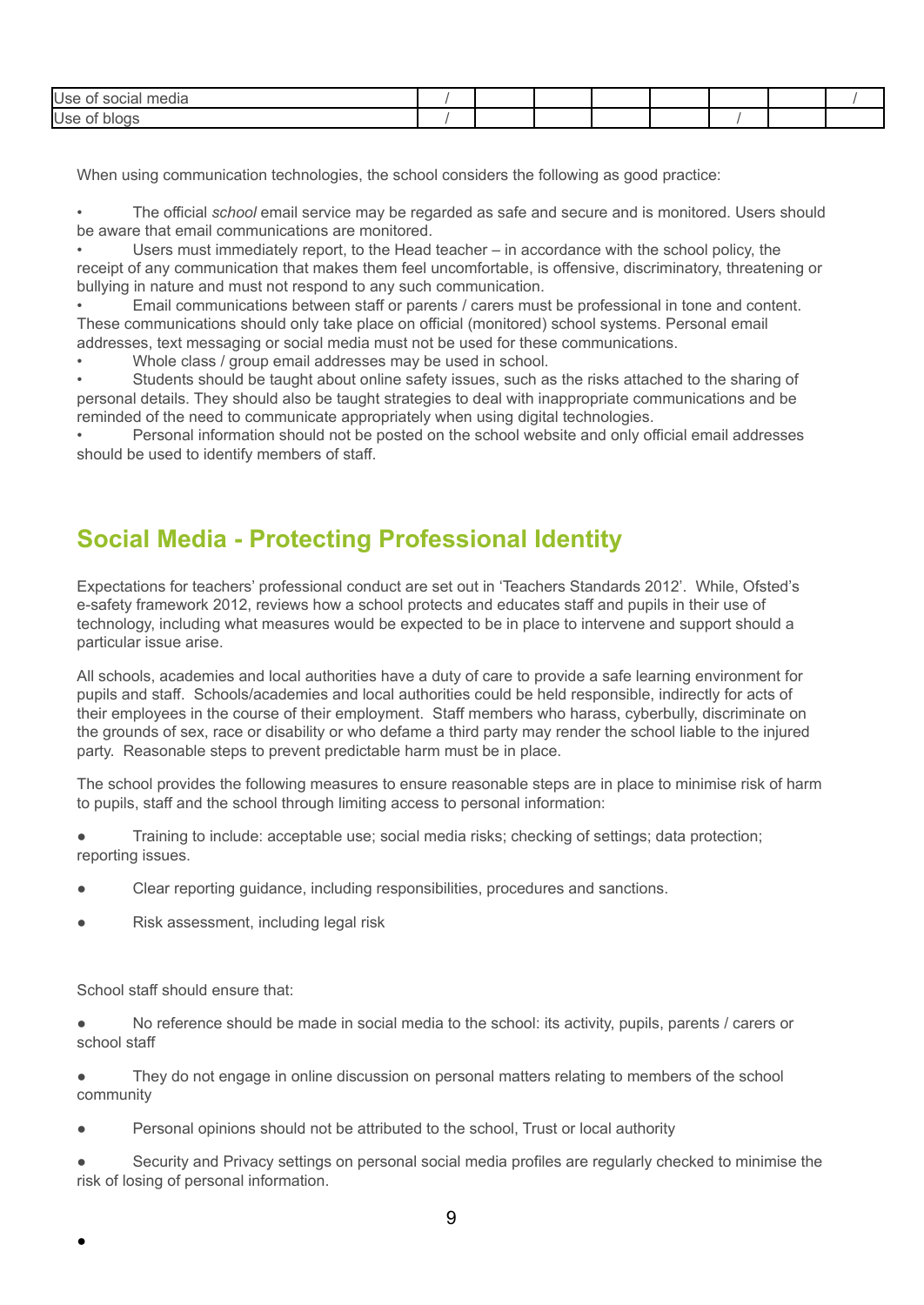| | | | | | | | | |
|---|---|---|---|---|---|---|---|---|
| Use of social media | / | | | | | | | / |
| Use of blogs | / | | | | | / | | |

When using communication technologies, the school considers the following as good practice:

- The official *school* email service may be regarded as safe and secure and is monitored. Users should be aware that email communications are monitored.
- Users must immediately report, to the Head teacher – in accordance with the school policy, the receipt of any communication that makes them feel uncomfortable, is offensive, discriminatory, threatening or bullying in nature and must not respond to any such communication.
- Email communications between staff or parents / carers must be professional in tone and content. These communications should only take place on official (monitored) school systems. Personal email addresses, text messaging or social media must not be used for these communications.
- Whole class / group email addresses may be used in school.
- Students should be taught about online safety issues, such as the risks attached to the sharing of personal details. They should also be taught strategies to deal with inappropriate communications and be reminded of the need to communicate appropriately when using digital technologies.
- Personal information should not be posted on the school website and only official email addresses should be used to identify members of staff.

## Social Media - Protecting Professional Identity

Expectations for teachers' professional conduct are set out in 'Teachers Standards 2012'. While, Ofsted's e-safety framework 2012, reviews how a school protects and educates staff and pupils in their use of technology, including what measures would be expected to be in place to intervene and support should a particular issue arise.

All schools, academies and local authorities have a duty of care to provide a safe learning environment for pupils and staff. Schools/academies and local authorities could be held responsible, indirectly for acts of their employees in the course of their employment. Staff members who harass, cyberbully, discriminate on the grounds of sex, race or disability or who defame a third party may render the school liable to the injured party. Reasonable steps to prevent predictable harm must be in place.

The school provides the following measures to ensure reasonable steps are in place to minimise risk of harm to pupils, staff and the school through limiting access to personal information:

- Training to include: acceptable use; social media risks; checking of settings; data protection; reporting issues.
- Clear reporting guidance, including responsibilities, procedures and sanctions.
- Risk assessment, including legal risk

School staff should ensure that:

- No reference should be made in social media to the school: its activity, pupils, parents / carers or school staff
- They do not engage in online discussion on personal matters relating to members of the school community
- Personal opinions should not be attributed to the school, Trust or local authority
- Security and Privacy settings on personal social media profiles are regularly checked to minimise the risk of losing of personal information.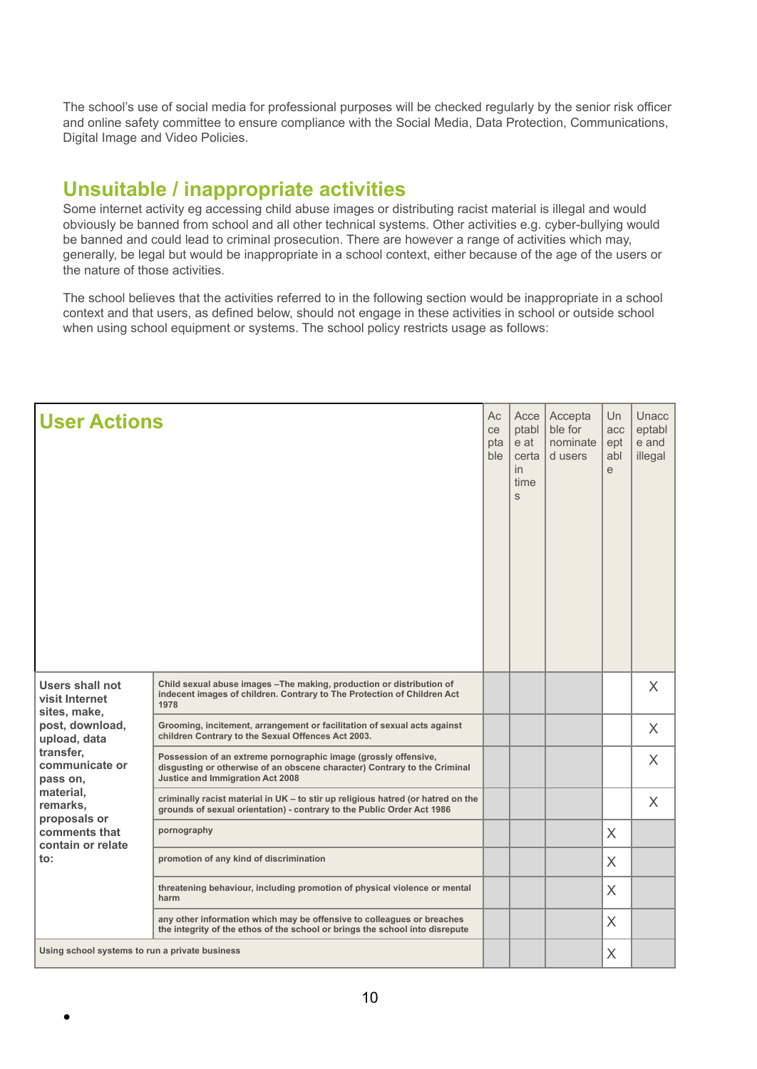The school's use of social media for professional purposes will be checked regularly by the senior risk officer and online safety committee to ensure compliance with the Social Media, Data Protection, Communications, Digital Image and Video Policies.

## Unsuitable / inappropriate activities

Some internet activity eg accessing child abuse images or distributing racist material is illegal and would obviously be banned from school and all other technical systems. Other activities e.g. cyber-bullying would be banned and could lead to criminal prosecution. There are however a range of activities which may, generally, be legal but would be inappropriate in a school context, either because of the age of the users or the nature of those activities.

The school believes that the activities referred to in the following section would be inappropriate in a school context and that users, as defined below, should not engage in these activities in school or outside school when using school equipment or systems. The school policy restricts usage as follows:

| **User Actions** | | Acceptable | Acceptable at certain times | Acceptable for nominated users | Unacceptable | Unacceptable and illegal |
|---|---|---|---|---|---|---|
| **Users shall not visit Internet sites, make, post, download, upload, data transfer, communicate or pass on, material, remarks, proposals or comments that contain or relate to:** | **Child sexual abuse images –The making, production or distribution of indecent images of children. Contrary to The Protection of Children Act 1978** | | | | | X |
| | **Grooming, incitement, arrangement or facilitation of sexual acts against children Contrary to the Sexual Offences Act 2003.** | | | | | X |
| | **Possession of an extreme pornographic image (grossly offensive, disgusting or otherwise of an obscene character) Contrary to the Criminal Justice and Immigration Act 2008** | | | | | X |
| | **criminally racist material in UK – to stir up religious hatred (or hatred on the grounds of sexual orientation) - contrary to the Public Order Act 1986** | | | | | X |
| | **pornography** | | | | X | |
| | **promotion of any kind of discrimination** | | | | X | |
| | **threatening behaviour, including promotion of physical violence or mental harm** | | | | X | |
| | **any other information which may be offensive to colleagues or breaches the integrity of the ethos of the school or brings the school into disrepute** | | | | X | |
| **Using school systems to run a private business** | | | | | X | |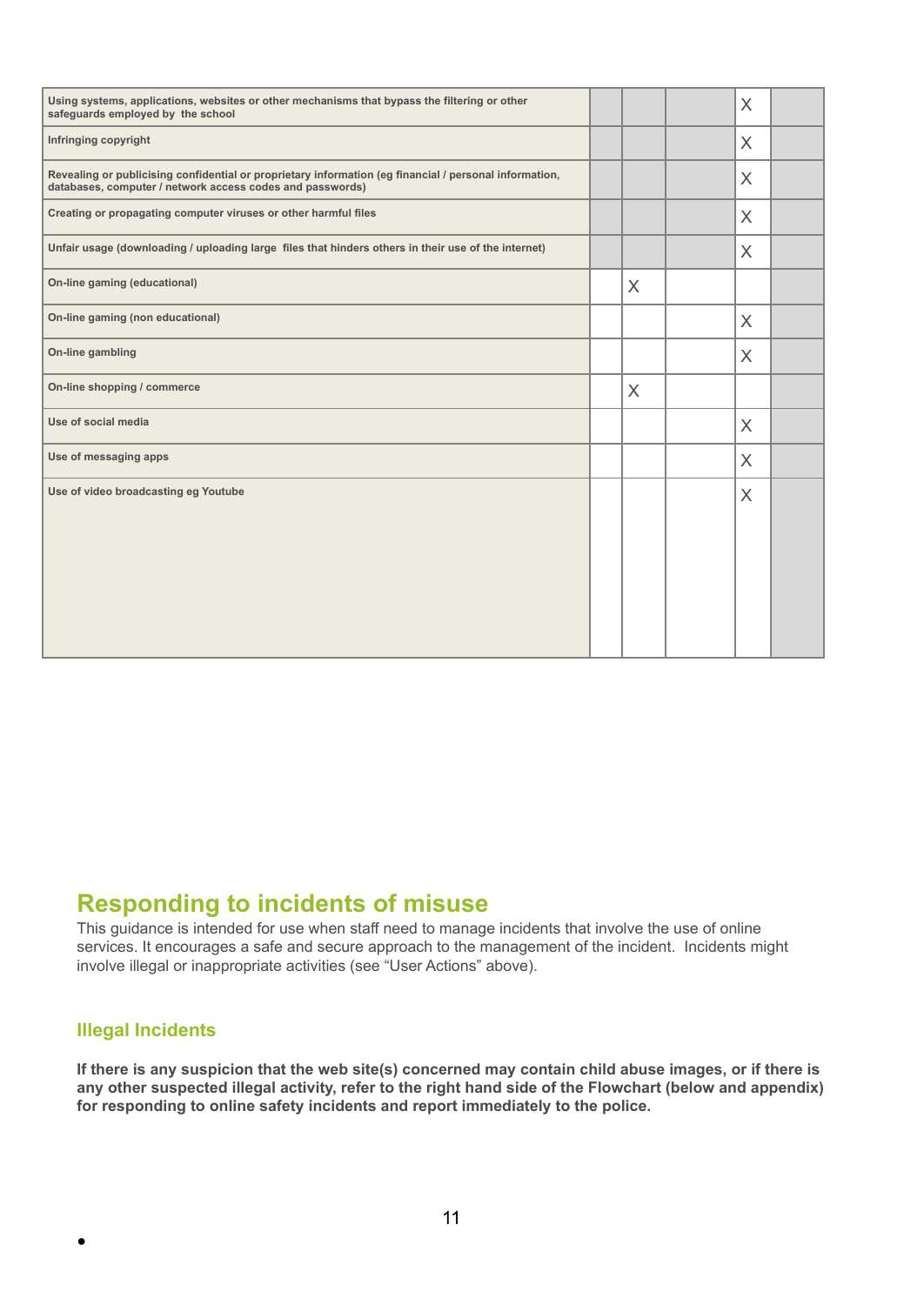| | | | | | |
|---|---|---|---|---|---|
| Using systems, applications, websites or other mechanisms that bypass the filtering or other safeguards employed by the school | | | | X | |
| Infringing copyright | | | | X | |
| Revealing or publicising confidential or proprietary information (eg financial / personal information, databases, computer / network access codes and passwords) | | | | X | |
| Creating or propagating computer viruses or other harmful files | | | | X | |
| Unfair usage (downloading / uploading large files that hinders others in their use of the internet) | | | | X | |
| On-line gaming (educational) | | X | | | |
| On-line gaming (non educational) | | | | X | |
| On-line gambling | | | | X | |
| On-line shopping / commerce | | X | | | |
| Use of social media | | | | X | |
| Use of messaging apps | | | | X | |
| Use of video broadcasting eg Youtube | | | | X | |

## Responding to incidents of misuse

This guidance is intended for use when staff need to manage incidents that involve the use of online services. It encourages a safe and secure approach to the management of the incident. Incidents might involve illegal or inappropriate activities (see "User Actions" above).

### Illegal Incidents

**If there is any suspicion that the web site(s) concerned may contain child abuse images, or if there is any other suspected illegal activity, refer to the right hand side of the Flowchart (below and appendix) for responding to online safety incidents and report immediately to the police.**

-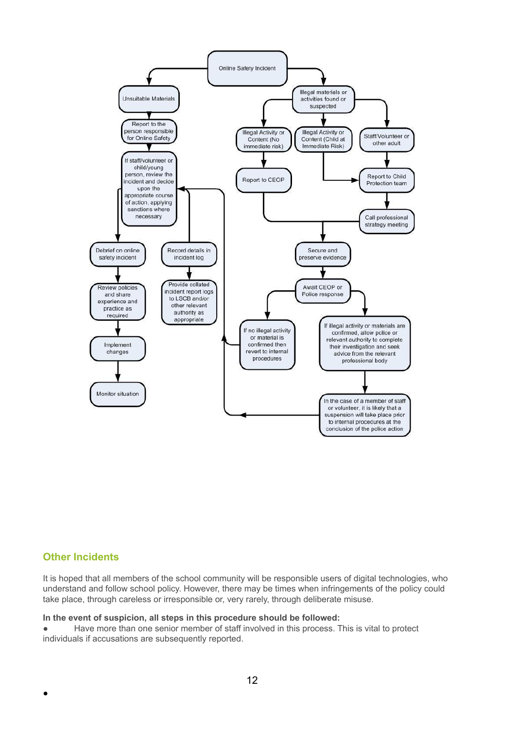Online Safety Incident

Unsuitable Materials

Report to the person responsible for Online Safety

If staff/volunteer or child/young person, review the incident and decide upon the appropriate course of action, applying sanctions where necessary

Debrief on online safety incident

Review policies and share experience and practice as required

Implement changes

Monitor situation

Record details in incident log

Provide collated incident report logs to LSCB and/or other relevant authority as appropriate

Illegal materials or activities found or suspected

Illegal Activity or Content (No immediate risk)

Report to CEOP

Illegal Activity or Content (Child at Immediate Risk)

Staff/Volunteer or other adult

Report to Child Protection team

Call professional strategy meeting

Secure and preserve evidence

Await CEOP or Police response

If no illegal activity or material is confirmed then revert to internal procedures

If illegal activity or materials are confirmed, allow police or relevant authority to complete their investigation and seek advice from the relevant professional body

In the case of a member of staff or volunteer, it is likely that a suspension will take place prior to internal procedures at the conclusion of the police action

## Other Incidents

It is hoped that all members of the school community will be responsible users of digital technologies, who understand and follow school policy. However, there may be times when infringements of the policy could take place, through careless or irresponsible or, very rarely, through deliberate misuse.

**In the event of suspicion, all steps in this procedure should be followed:**

- Have more than one senior member of staff involved in this process. This is vital to protect individuals if accusations are subsequently reported.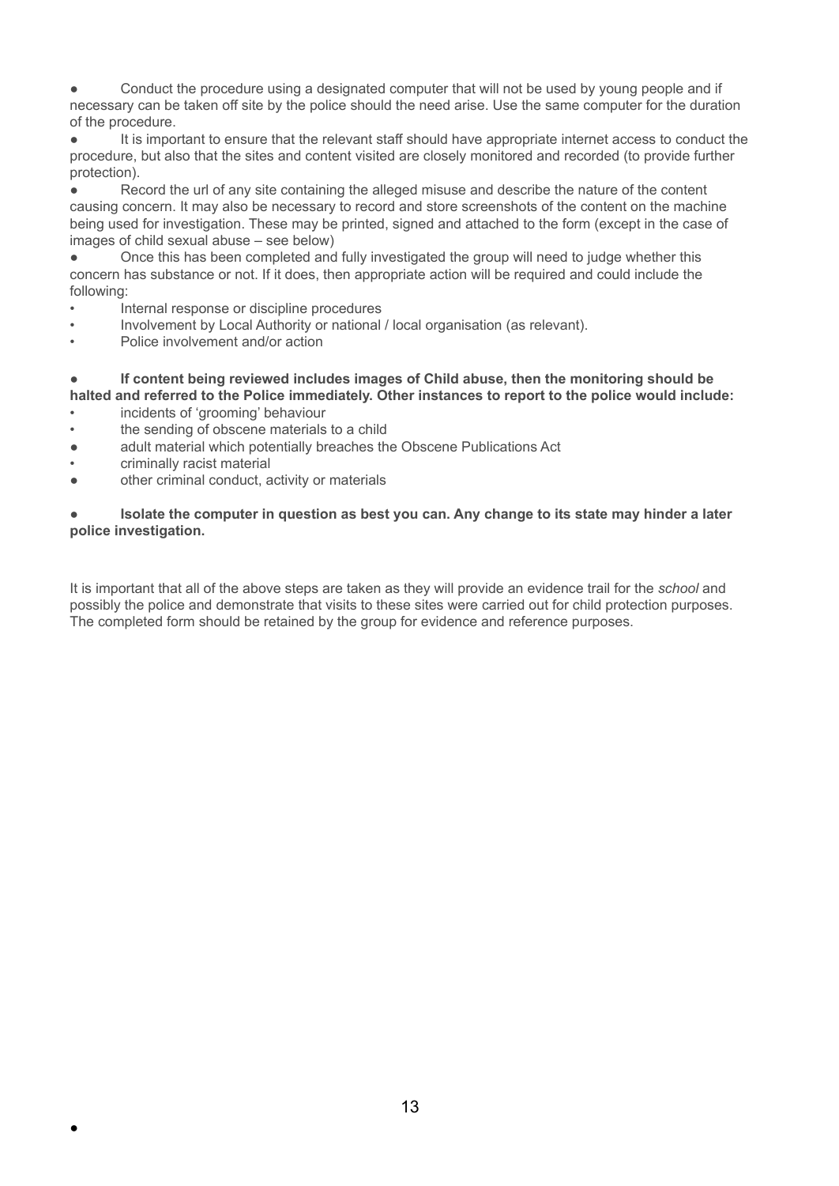- Conduct the procedure using a designated computer that will not be used by young people and if necessary can be taken off site by the police should the need arise. Use the same computer for the duration of the procedure.
- It is important to ensure that the relevant staff should have appropriate internet access to conduct the procedure, but also that the sites and content visited are closely monitored and recorded (to provide further protection).
- Record the url of any site containing the alleged misuse and describe the nature of the content causing concern. It may also be necessary to record and store screenshots of the content on the machine being used for investigation. These may be printed, signed and attached to the form (except in the case of images of child sexual abuse – see below)
- Once this has been completed and fully investigated the group will need to judge whether this concern has substance or not. If it does, then appropriate action will be required and could include the following:
    - Internal response or discipline procedures
    - Involvement by Local Authority or national / local organisation (as relevant).
    - Police involvement and/or action

- **If content being reviewed includes images of Child abuse, then the monitoring should be halted and referred to the Police immediately. Other instances to report to the police would include:**
    - incidents of 'grooming' behaviour
    - the sending of obscene materials to a child
    - adult material which potentially breaches the Obscene Publications Act
    - criminally racist material
    - other criminal conduct, activity or materials

- **Isolate the computer in question as best you can. Any change to its state may hinder a later police investigation.**

It is important that all of the above steps are taken as they will provide an evidence trail for the *school* and possibly the police and demonstrate that visits to these sites were carried out for child protection purposes. The completed form should be retained by the group for evidence and reference purposes.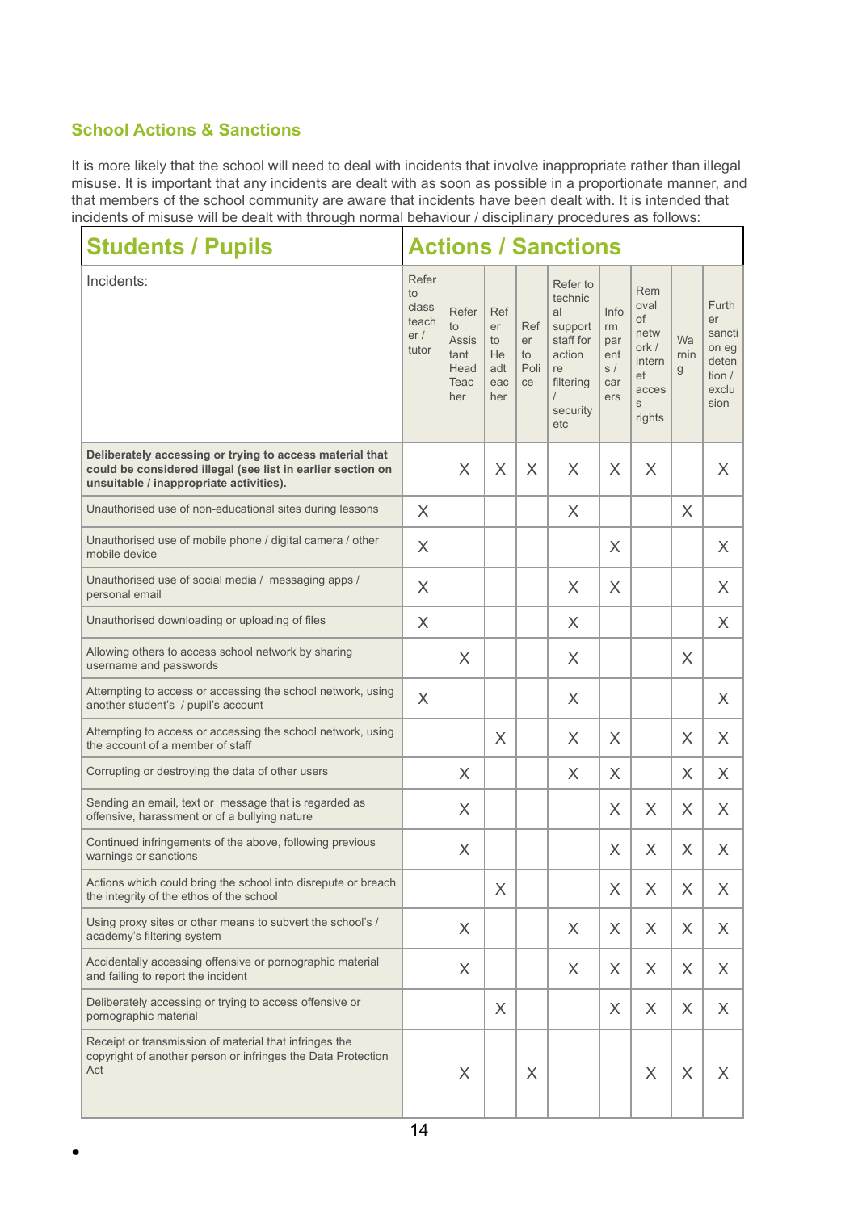### School Actions & Sanctions

It is more likely that the school will need to deal with incidents that involve inappropriate rather than illegal misuse. It is important that any incidents are dealt with as soon as possible in a proportionate manner, and that members of the school community are aware that incidents have been dealt with. It is intended that incidents of misuse will be dealt with through normal behaviour / disciplinary procedures as follows:

| **Students / Pupils** | **Actions / Sanctions** | | | | | | | | |
|---|---|---|---|---|---|---|---|---|---|
| Incidents: | Refer to class teacher / tutor | Refer to Assistant Head Teacher | Refer to Headteacher | Refer to Police | Refer to technical support staff for action re filtering / security etc | Inform parents / carers | Removal of network / internet access rights | Warning | Further sanction eg detention / exclusion |
| **Deliberately accessing or trying to access material that could be considered illegal (see list in earlier section on unsuitable / inappropriate activities).** | | X | X | X | X | X | X | | X |
| Unauthorised use of non-educational sites during lessons | X | | | | X | | | X | |
| Unauthorised use of mobile phone / digital camera / other mobile device | X | | | | | X | | | X |
| Unauthorised use of social media / messaging apps / personal email | X | | | | X | X | | | X |
| Unauthorised downloading or uploading of files | X | | | | X | | | | X |
| Allowing others to access school network by sharing username and passwords | | X | | | X | | | X | |
| Attempting to access or accessing the school network, using another student's / pupil's account | X | | | | X | | | | X |
| Attempting to access or accessing the school network, using the account of a member of staff | | | X | | X | X | | X | X |
| Corrupting or destroying the data of other users | | X | | | X | X | | X | X |
| Sending an email, text or message that is regarded as offensive, harassment or of a bullying nature | | X | | | | X | X | X | X |
| Continued infringements of the above, following previous warnings or sanctions | | X | | | | X | X | X | X |
| Actions which could bring the school into disrepute or breach the integrity of the ethos of the school | | | X | | | X | X | X | X |
| Using proxy sites or other means to subvert the school's / academy's filtering system | | X | | | X | X | X | X | X |
| Accidentally accessing offensive or pornographic material and failing to report the incident | | X | | | X | X | X | X | X |
| Deliberately accessing or trying to access offensive or pornographic material | | | X | | | X | X | X | X |
| Receipt or transmission of material that infringes the copyright of another person or infringes the Data Protection Act | | X | | X | | | X | X | X |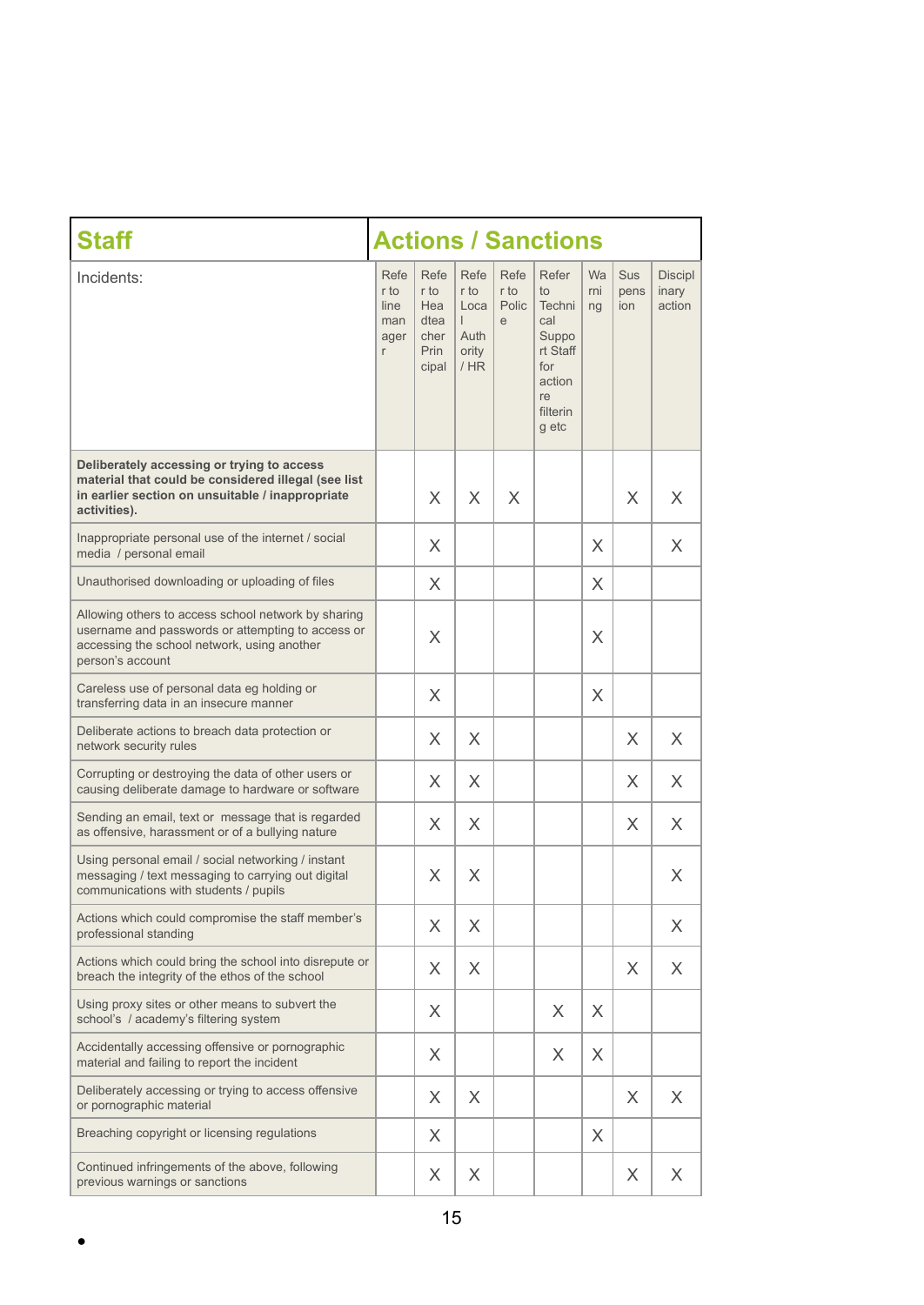| Staff | Actions / Sanctions | | | | | | | |
|---|---|---|---|---|---|---|---|---|
| Incidents: | Refer to line manager | Refer to Headteacher Principal | Refer to Local Authority / HR | Refer to Police | Refer to Technical Support Staff for action re filtering etc | Warning | Suspension | Disciplinary action |
| **Deliberately accessing or trying to access material that could be considered illegal (see list in earlier section on unsuitable / inappropriate activities).** | | X | X | X | | | X | X |
| Inappropriate personal use of the internet / social media / personal email | | X | | | | X | | X |
| Unauthorised downloading or uploading of files | | X | | | | X | | |
| Allowing others to access school network by sharing username and passwords or attempting to access or accessing the school network, using another person's account | | X | | | | X | | |
| Careless use of personal data eg holding or transferring data in an insecure manner | | X | | | | X | | |
| Deliberate actions to breach data protection or network security rules | | X | X | | | | X | X |
| Corrupting or destroying the data of other users or causing deliberate damage to hardware or software | | X | X | | | | X | X |
| Sending an email, text or message that is regarded as offensive, harassment or of a bullying nature | | X | X | | | | X | X |
| Using personal email / social networking / instant messaging / text messaging to carrying out digital communications with students / pupils | | X | X | | | | | X |
| Actions which could compromise the staff member's professional standing | | X | X | | | | | X |
| Actions which could bring the school into disrepute or breach the integrity of the ethos of the school | | X | X | | | | X | X |
| Using proxy sites or other means to subvert the school's / academy's filtering system | | X | | | X | X | | |
| Accidentally accessing offensive or pornographic material and failing to report the incident | | X | | | X | X | | |
| Deliberately accessing or trying to access offensive or pornographic material | | X | X | | | | X | X |
| Breaching copyright or licensing regulations | | X | | | | X | | |
| Continued infringements of the above, following previous warnings or sanctions | | X | X | | | | X | X |

•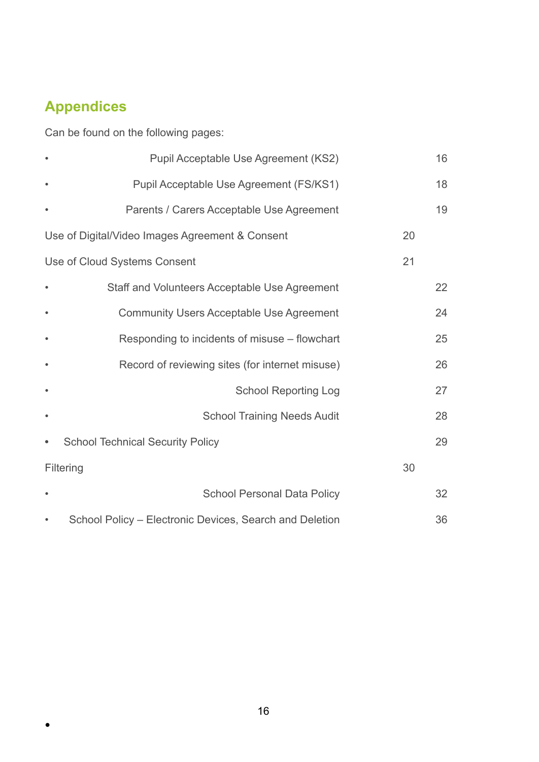## Appendices

Can be found on the following pages:

- Pupil Acceptable Use Agreement (KS2) 16
- Pupil Acceptable Use Agreement (FS/KS1) 18
- Parents / Carers Acceptable Use Agreement 19

Use of Digital/Video Images Agreement & Consent 20

Use of Cloud Systems Consent 21

- Staff and Volunteers Acceptable Use Agreement 22
- Community Users Acceptable Use Agreement 24
- Responding to incidents of misuse – flowchart 25
- Record of reviewing sites (for internet misuse) 26
- School Reporting Log 27
- School Training Needs Audit 28
- School Technical Security Policy 29

Filtering 30

- School Personal Data Policy 32
- School Policy – Electronic Devices, Search and Deletion 36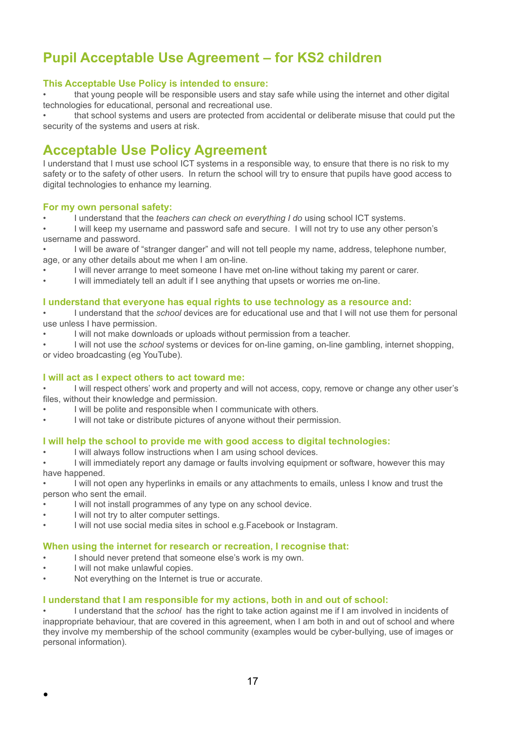# Pupil Acceptable Use Agreement – for KS2 children

### This Acceptable Use Policy is intended to ensure:

- that young people will be responsible users and stay safe while using the internet and other digital technologies for educational, personal and recreational use.
- that school systems and users are protected from accidental or deliberate misuse that could put the security of the systems and users at risk.

## Acceptable Use Policy Agreement

I understand that I must use school ICT systems in a responsible way, to ensure that there is no risk to my safety or to the safety of other users. In return the school will try to ensure that pupils have good access to digital technologies to enhance my learning.

### For my own personal safety:

- I understand that the *teachers can check on everything I do* using school ICT systems.
- I will keep my username and password safe and secure. I will not try to use any other person's username and password.
- I will be aware of "stranger danger" and will not tell people my name, address, telephone number, age, or any other details about me when I am on-line.
- I will never arrange to meet someone I have met on-line without taking my parent or carer.
- I will immediately tell an adult if I see anything that upsets or worries me on-line.

### I understand that everyone has equal rights to use technology as a resource and:

- I understand that the *school* devices are for educational use and that I will not use them for personal use unless I have permission.
- I will not make downloads or uploads without permission from a teacher.
- I will not use the *school* systems or devices for on-line gaming, on-line gambling, internet shopping, or video broadcasting (eg YouTube).

### I will act as I expect others to act toward me:

- I will respect others' work and property and will not access, copy, remove or change any other user's files, without their knowledge and permission.
- I will be polite and responsible when I communicate with others.
- I will not take or distribute pictures of anyone without their permission.

### I will help the school to provide me with good access to digital technologies:

- I will always follow instructions when I am using school devices.
- I will immediately report any damage or faults involving equipment or software, however this may have happened.
- I will not open any hyperlinks in emails or any attachments to emails, unless I know and trust the person who sent the email.
- I will not install programmes of any type on any school device.
- I will not try to alter computer settings.
- I will not use social media sites in school e.g.Facebook or Instagram.

### When using the internet for research or recreation, I recognise that:

- I should never pretend that someone else's work is my own.
- I will not make unlawful copies.
- Not everything on the Internet is true or accurate.

### I understand that I am responsible for my actions, both in and out of school:

- I understand that the *school* has the right to take action against me if I am involved in incidents of inappropriate behaviour, that are covered in this agreement, when I am both in and out of school and where they involve my membership of the school community (examples would be cyber-bullying, use of images or personal information).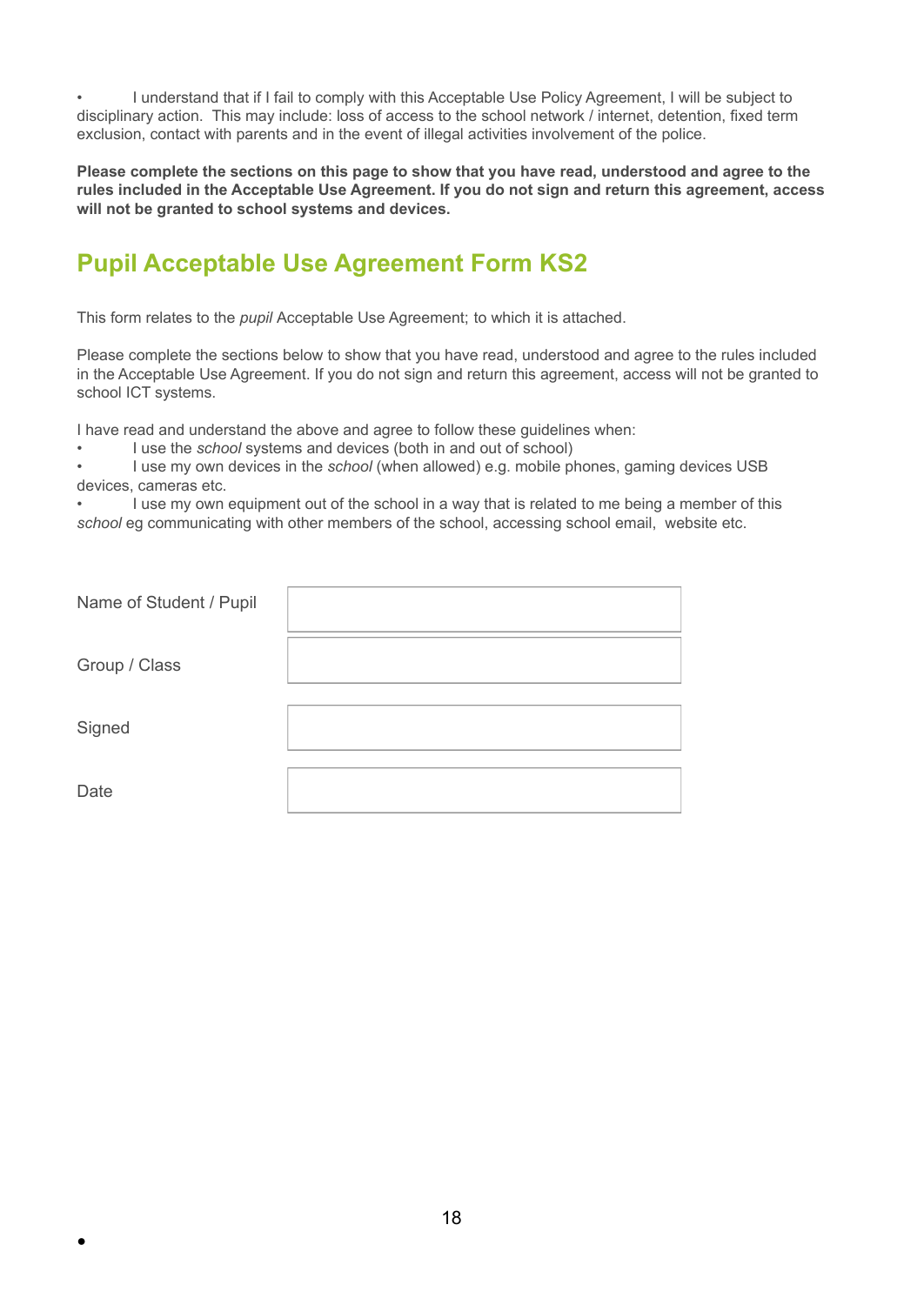- I understand that if I fail to comply with this Acceptable Use Policy Agreement, I will be subject to disciplinary action. This may include: loss of access to the school network / internet, detention, fixed term exclusion, contact with parents and in the event of illegal activities involvement of the police.

**Please complete the sections on this page to show that you have read, understood and agree to the rules included in the Acceptable Use Agreement. If you do not sign and return this agreement, access will not be granted to school systems and devices.**

## Pupil Acceptable Use Agreement Form KS2

This form relates to the *pupil* Acceptable Use Agreement; to which it is attached.

Please complete the sections below to show that you have read, understood and agree to the rules included in the Acceptable Use Agreement. If you do not sign and return this agreement, access will not be granted to school ICT systems.

I have read and understand the above and agree to follow these guidelines when:

- I use the *school* systems and devices (both in and out of school)
- I use my own devices in the *school* (when allowed) e.g. mobile phones, gaming devices USB devices, cameras etc.
- I use my own equipment out of the school in a way that is related to me being a member of this *school* eg communicating with other members of the school, accessing school email, website etc.

| | |
|---|---|
| Name of Student / Pupil | |
| Group / Class | |
| Signed | |
| Date | |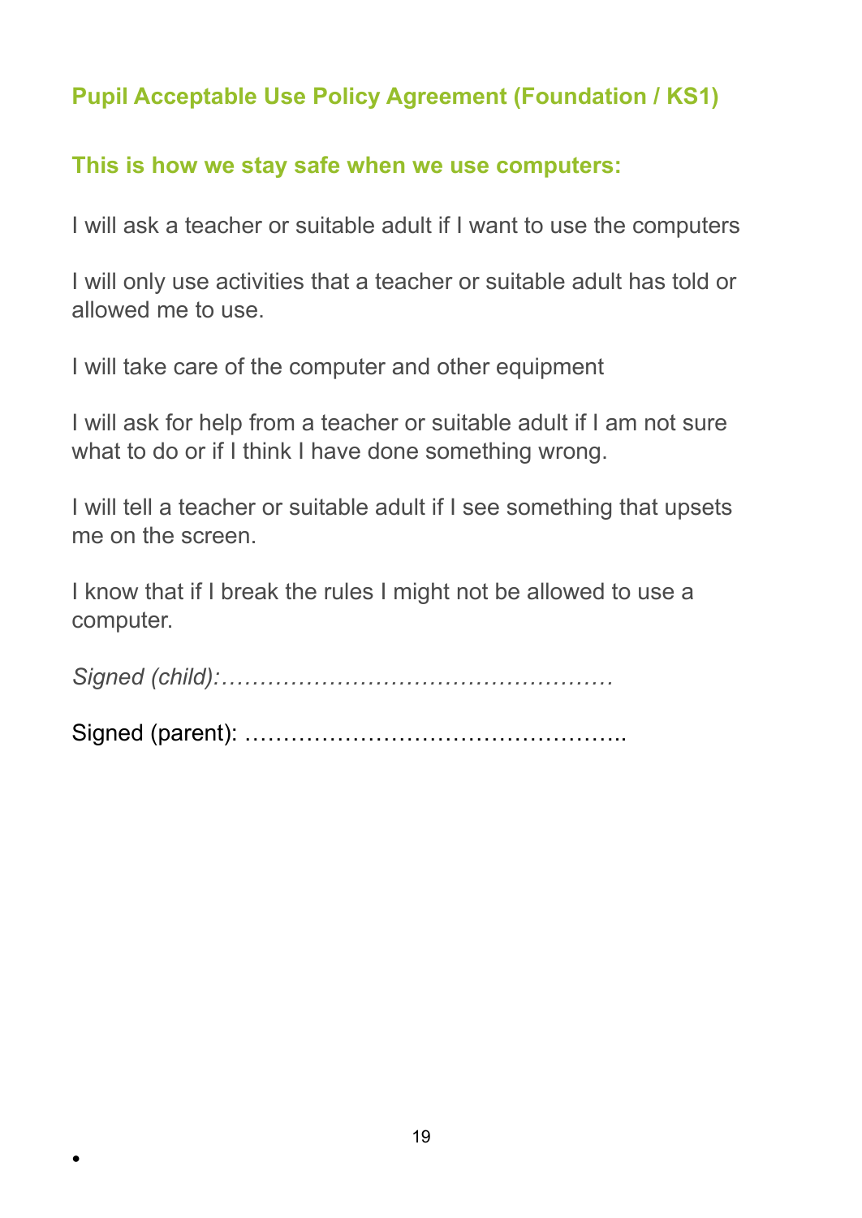## Pupil Acceptable Use Policy Agreement (Foundation / KS1)

### This is how we stay safe when we use computers:

I will ask a teacher or suitable adult if I want to use the computers

I will only use activities that a teacher or suitable adult has told or allowed me to use.

I will take care of the computer and other equipment

I will ask for help from a teacher or suitable adult if I am not sure what to do or if I think I have done something wrong.

I will tell a teacher or suitable adult if I see something that upsets me on the screen.

I know that if I break the rules I might not be allowed to use a computer.

*Signed (child):……………………………………………*

Signed (parent): …………………………………………..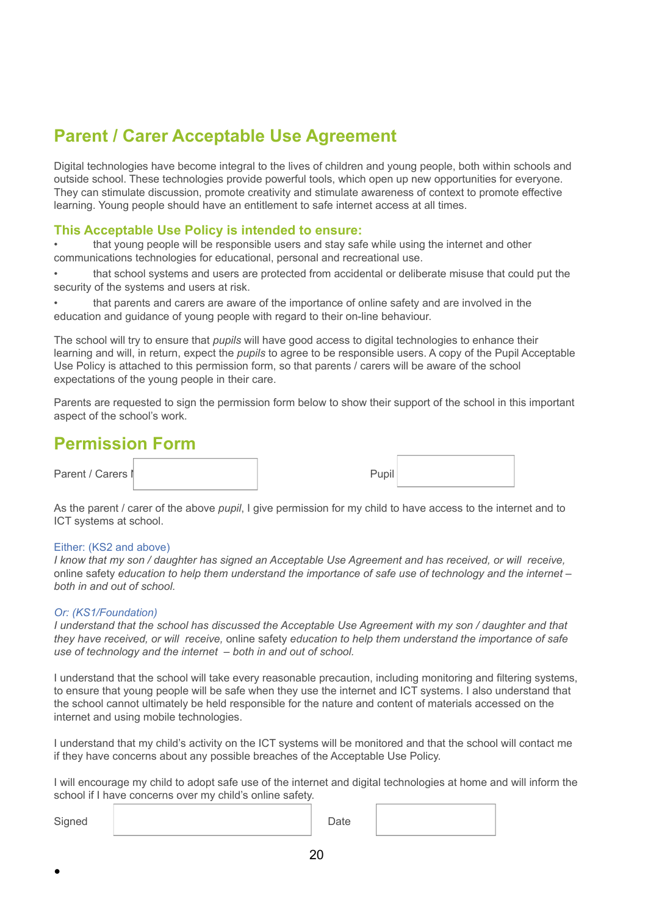# Parent / Carer Acceptable Use Agreement

Digital technologies have become integral to the lives of children and young people, both within schools and outside school. These technologies provide powerful tools, which open up new opportunities for everyone. They can stimulate discussion, promote creativity and stimulate awareness of context to promote effective learning. Young people should have an entitlement to safe internet access at all times.

### This Acceptable Use Policy is intended to ensure:

- that young people will be responsible users and stay safe while using the internet and other communications technologies for educational, personal and recreational use.
- that school systems and users are protected from accidental or deliberate misuse that could put the security of the systems and users at risk.
- that parents and carers are aware of the importance of online safety and are involved in the education and guidance of young people with regard to their on-line behaviour.

The school will try to ensure that *pupils* will have good access to digital technologies to enhance their learning and will, in return, expect the *pupils* to agree to be responsible users. A copy of the Pupil Acceptable Use Policy is attached to this permission form, so that parents / carers will be aware of the school expectations of the young people in their care.

Parents are requested to sign the permission form below to show their support of the school in this important aspect of the school's work.

## Permission Form

Parent / Carers N

Pupil

As the parent / carer of the above *pupil*, I give permission for my child to have access to the internet and to ICT systems at school.

Either: (KS2 and above)
*I know that my son / daughter has signed an Acceptable Use Agreement and has received, or will receive,* online safety *education to help them understand the importance of safe use of technology and the internet – both in and out of school.*

*Or: (KS1/Foundation)*
*I understand that the school has discussed the Acceptable Use Agreement with my son / daughter and that they have received, or will receive,* online safety *education to help them understand the importance of safe use of technology and the internet – both in and out of school.*

I understand that the school will take every reasonable precaution, including monitoring and filtering systems, to ensure that young people will be safe when they use the internet and ICT systems. I also understand that the school cannot ultimately be held responsible for the nature and content of materials accessed on the internet and using mobile technologies.

I understand that my child's activity on the ICT systems will be monitored and that the school will contact me if they have concerns about any possible breaches of the Acceptable Use Policy.

I will encourage my child to adopt safe use of the internet and digital technologies at home and will inform the school if I have concerns over my child's online safety.

Signed

Date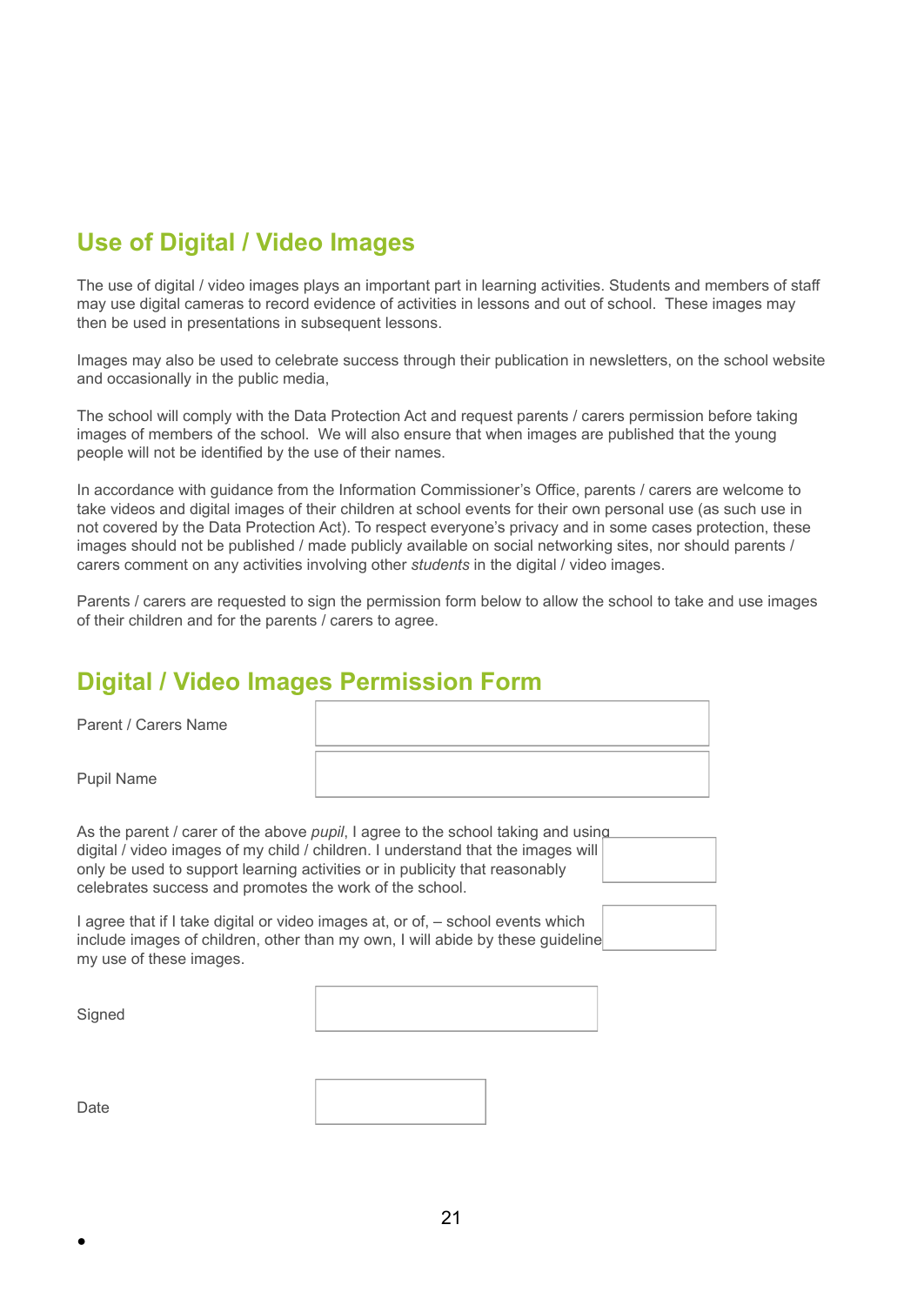## Use of Digital / Video Images

The use of digital / video images plays an important part in learning activities. Students and members of staff may use digital cameras to record evidence of activities in lessons and out of school. These images may then be used in presentations in subsequent lessons.

Images may also be used to celebrate success through their publication in newsletters, on the school website and occasionally in the public media,

The school will comply with the Data Protection Act and request parents / carers permission before taking images of members of the school. We will also ensure that when images are published that the young people will not be identified by the use of their names.

In accordance with guidance from the Information Commissioner's Office, parents / carers are welcome to take videos and digital images of their children at school events for their own personal use (as such use in not covered by the Data Protection Act). To respect everyone's privacy and in some cases protection, these images should not be published / made publicly available on social networking sites, nor should parents / carers comment on any activities involving other *students* in the digital / video images.

Parents / carers are requested to sign the permission form below to allow the school to take and use images of their children and for the parents / carers to agree.

## Digital / Video Images Permission Form

| | |
|---|---|
| Parent / Carers Name | |
| Pupil Name | |

| | |
|---|---|
| As the parent / carer of the above *pupil*, I agree to the school taking and using digital / video images of my child / children. I understand that the images will only be used to support learning activities or in publicity that reasonably celebrates success and promotes the work of the school. | |
| I agree that if I take digital or video images at, or of, – school events which include images of children, other than my own, I will abide by these guideline my use of these images. | |

| | |
|---|---|
| Signed | |
| Date | |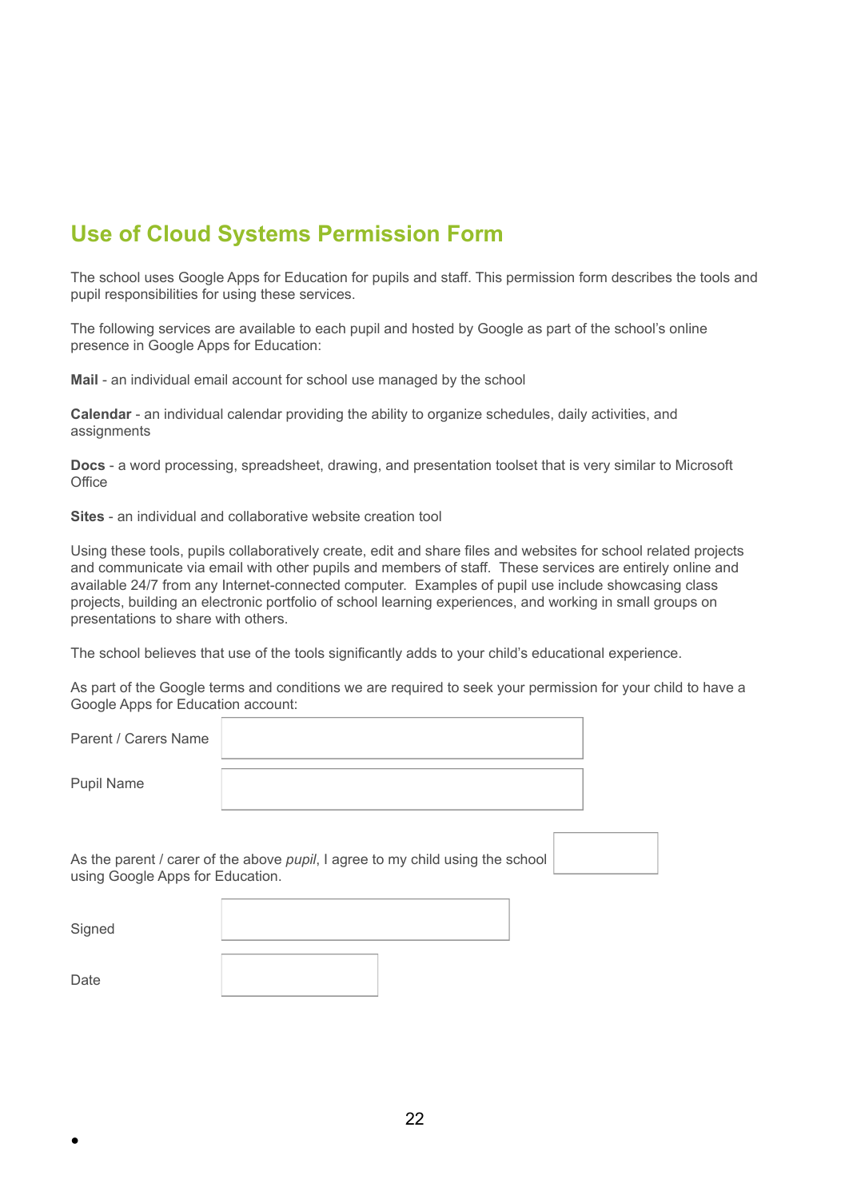## Use of Cloud Systems Permission Form

The school uses Google Apps for Education for pupils and staff. This permission form describes the tools and pupil responsibilities for using these services.

The following services are available to each pupil and hosted by Google as part of the school's online presence in Google Apps for Education:

**Mail** - an individual email account for school use managed by the school

**Calendar** - an individual calendar providing the ability to organize schedules, daily activities, and assignments

**Docs** - a word processing, spreadsheet, drawing, and presentation toolset that is very similar to Microsoft Office

**Sites** - an individual and collaborative website creation tool

Using these tools, pupils collaboratively create, edit and share files and websites for school related projects and communicate via email with other pupils and members of staff. These services are entirely online and available 24/7 from any Internet-connected computer. Examples of pupil use include showcasing class projects, building an electronic portfolio of school learning experiences, and working in small groups on presentations to share with others.

The school believes that use of the tools significantly adds to your child's educational experience.

As part of the Google terms and conditions we are required to seek your permission for your child to have a Google Apps for Education account:

| | |
|---|---|
| Parent / Carers Name | |
| Pupil Name | |

As the parent / carer of the above *pupil*, I agree to my child using the school using Google Apps for Education. ☐

| | |
|---|---|
| Signed | |
| Date | |

•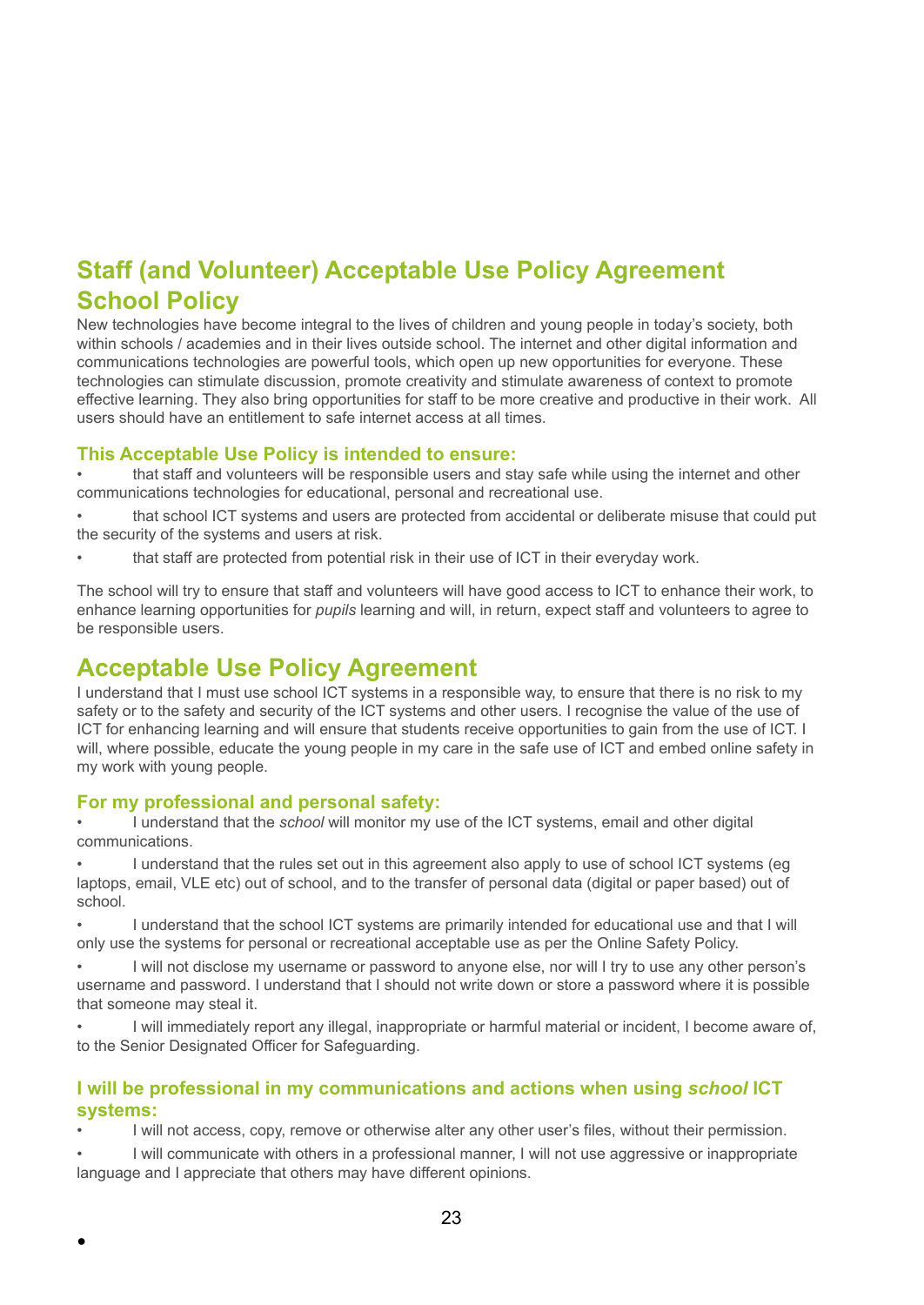## Staff (and Volunteer) Acceptable Use Policy Agreement School Policy

New technologies have become integral to the lives of children and young people in today's society, both within schools / academies and in their lives outside school. The internet and other digital information and communications technologies are powerful tools, which open up new opportunities for everyone. These technologies can stimulate discussion, promote creativity and stimulate awareness of context to promote effective learning. They also bring opportunities for staff to be more creative and productive in their work. All users should have an entitlement to safe internet access at all times.

### This Acceptable Use Policy is intended to ensure:

- that staff and volunteers will be responsible users and stay safe while using the internet and other communications technologies for educational, personal and recreational use.
- that school ICT systems and users are protected from accidental or deliberate misuse that could put the security of the systems and users at risk.
- that staff are protected from potential risk in their use of ICT in their everyday work.

The school will try to ensure that staff and volunteers will have good access to ICT to enhance their work, to enhance learning opportunities for *pupils* learning and will, in return, expect staff and volunteers to agree to be responsible users.

## Acceptable Use Policy Agreement

I understand that I must use school ICT systems in a responsible way, to ensure that there is no risk to my safety or to the safety and security of the ICT systems and other users. I recognise the value of the use of ICT for enhancing learning and will ensure that students receive opportunities to gain from the use of ICT. I will, where possible, educate the young people in my care in the safe use of ICT and embed online safety in my work with young people.

### For my professional and personal safety:

- I understand that the *school* will monitor my use of the ICT systems, email and other digital communications.
- I understand that the rules set out in this agreement also apply to use of school ICT systems (eg laptops, email, VLE etc) out of school, and to the transfer of personal data (digital or paper based) out of school.
- I understand that the school ICT systems are primarily intended for educational use and that I will only use the systems for personal or recreational acceptable use as per the Online Safety Policy.
- I will not disclose my username or password to anyone else, nor will I try to use any other person's username and password. I understand that I should not write down or store a password where it is possible that someone may steal it.
- I will immediately report any illegal, inappropriate or harmful material or incident, I become aware of, to the Senior Designated Officer for Safeguarding.

### I will be professional in my communications and actions when using *school* ICT systems:

- I will not access, copy, remove or otherwise alter any other user's files, without their permission.
- I will communicate with others in a professional manner, I will not use aggressive or inappropriate language and I appreciate that others may have different opinions.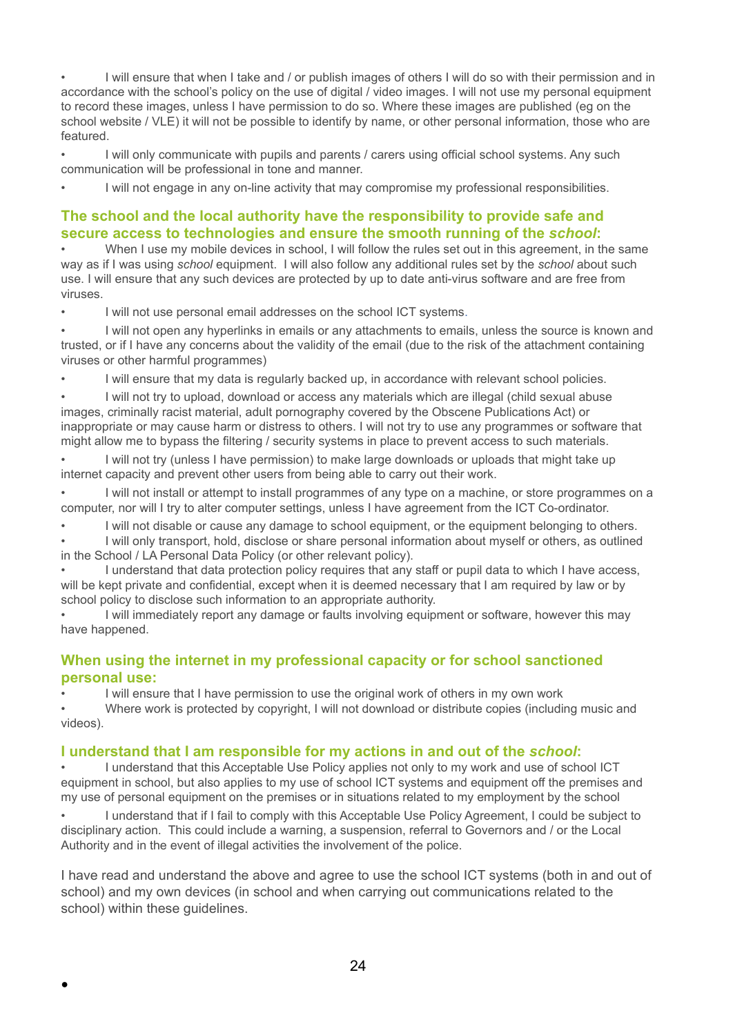- I will ensure that when I take and / or publish images of others I will do so with their permission and in accordance with the school's policy on the use of digital / video images. I will not use my personal equipment to record these images, unless I have permission to do so. Where these images are published (eg on the school website / VLE) it will not be possible to identify by name, or other personal information, those who are featured.
- I will only communicate with pupils and parents / carers using official school systems. Any such communication will be professional in tone and manner.
- I will not engage in any on-line activity that may compromise my professional responsibilities.

### The school and the local authority have the responsibility to provide safe and secure access to technologies and ensure the smooth running of the *school*:

- When I use my mobile devices in school, I will follow the rules set out in this agreement, in the same way as if I was using *school* equipment. I will also follow any additional rules set by the *school* about such use. I will ensure that any such devices are protected by up to date anti-virus software and are free from viruses.
- I will not use personal email addresses on the school ICT systems.
- I will not open any hyperlinks in emails or any attachments to emails, unless the source is known and trusted, or if I have any concerns about the validity of the email (due to the risk of the attachment containing viruses or other harmful programmes)
- I will ensure that my data is regularly backed up, in accordance with relevant school policies.
- I will not try to upload, download or access any materials which are illegal (child sexual abuse images, criminally racist material, adult pornography covered by the Obscene Publications Act) or inappropriate or may cause harm or distress to others. I will not try to use any programmes or software that might allow me to bypass the filtering / security systems in place to prevent access to such materials.
- I will not try (unless I have permission) to make large downloads or uploads that might take up internet capacity and prevent other users from being able to carry out their work.
- I will not install or attempt to install programmes of any type on a machine, or store programmes on a computer, nor will I try to alter computer settings, unless I have agreement from the ICT Co-ordinator.
- I will not disable or cause any damage to school equipment, or the equipment belonging to others.
- I will only transport, hold, disclose or share personal information about myself or others, as outlined in the School / LA Personal Data Policy (or other relevant policy).
- I understand that data protection policy requires that any staff or pupil data to which I have access, will be kept private and confidential, except when it is deemed necessary that I am required by law or by school policy to disclose such information to an appropriate authority.
- I will immediately report any damage or faults involving equipment or software, however this may have happened.

### When using the internet in my professional capacity or for school sanctioned personal use:

- I will ensure that I have permission to use the original work of others in my own work
- Where work is protected by copyright, I will not download or distribute copies (including music and videos).

### I understand that I am responsible for my actions in and out of the *school*:

- I understand that this Acceptable Use Policy applies not only to my work and use of school ICT equipment in school, but also applies to my use of school ICT systems and equipment off the premises and my use of personal equipment on the premises or in situations related to my employment by the school
- I understand that if I fail to comply with this Acceptable Use Policy Agreement, I could be subject to disciplinary action. This could include a warning, a suspension, referral to Governors and / or the Local Authority and in the event of illegal activities the involvement of the police.

I have read and understand the above and agree to use the school ICT systems (both in and out of school) and my own devices (in school and when carrying out communications related to the school) within these guidelines.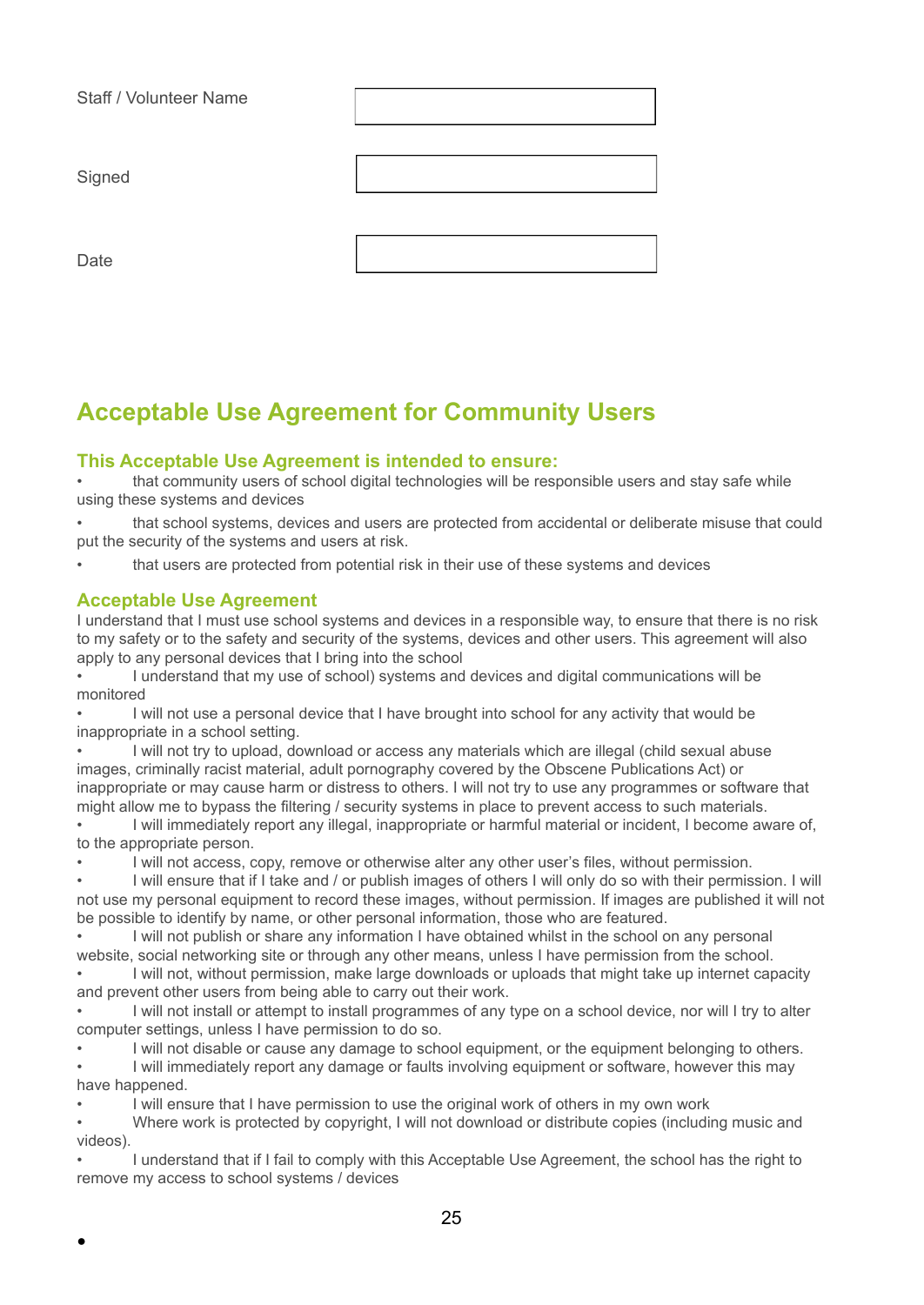| Staff / Volunteer Name | |
|---|---|
| Signed | |
| Date | |

## Acceptable Use Agreement for Community Users

### This Acceptable Use Agreement is intended to ensure:

- that community users of school digital technologies will be responsible users and stay safe while using these systems and devices
- that school systems, devices and users are protected from accidental or deliberate misuse that could put the security of the systems and users at risk.
- that users are protected from potential risk in their use of these systems and devices

### Acceptable Use Agreement

I understand that I must use school systems and devices in a responsible way, to ensure that there is no risk to my safety or to the safety and security of the systems, devices and other users. This agreement will also apply to any personal devices that I bring into the school

- I understand that my use of school) systems and devices and digital communications will be monitored
- I will not use a personal device that I have brought into school for any activity that would be inappropriate in a school setting.
- I will not try to upload, download or access any materials which are illegal (child sexual abuse images, criminally racist material, adult pornography covered by the Obscene Publications Act) or inappropriate or may cause harm or distress to others. I will not try to use any programmes or software that might allow me to bypass the filtering / security systems in place to prevent access to such materials.
- I will immediately report any illegal, inappropriate or harmful material or incident, I become aware of, to the appropriate person.
- I will not access, copy, remove or otherwise alter any other user's files, without permission.
- I will ensure that if I take and / or publish images of others I will only do so with their permission. I will not use my personal equipment to record these images, without permission. If images are published it will not be possible to identify by name, or other personal information, those who are featured.
- I will not publish or share any information I have obtained whilst in the school on any personal website, social networking site or through any other means, unless I have permission from the school.
- I will not, without permission, make large downloads or uploads that might take up internet capacity and prevent other users from being able to carry out their work.
- I will not install or attempt to install programmes of any type on a school device, nor will I try to alter computer settings, unless I have permission to do so.
- I will not disable or cause any damage to school equipment, or the equipment belonging to others.
- I will immediately report any damage or faults involving equipment or software, however this may have happened.
- I will ensure that I have permission to use the original work of others in my own work
- Where work is protected by copyright, I will not download or distribute copies (including music and videos).
- I understand that if I fail to comply with this Acceptable Use Agreement, the school has the right to remove my access to school systems / devices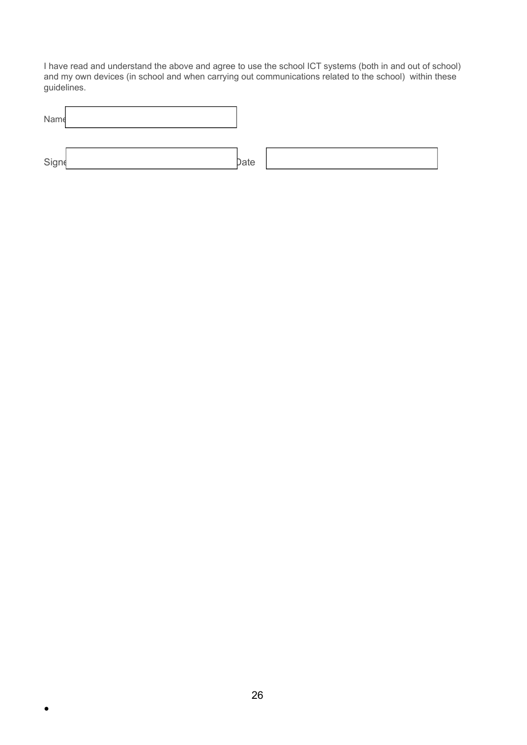I have read and understand the above and agree to use the school ICT systems (both in and out of school) and my own devices (in school and when carrying out communications related to the school) within these guidelines.

Name

Signed Date

•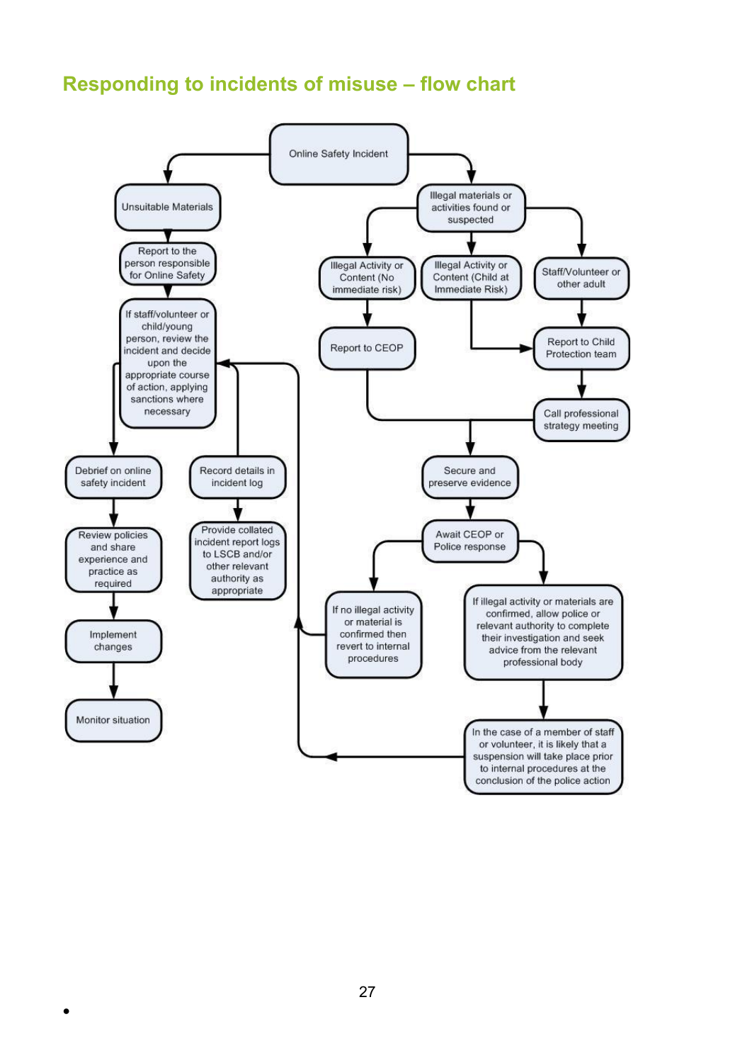## Responding to incidents of misuse – flow chart

Online Safety Incident

Unsuitable Materials

Report to the person responsible for Online Safety

If staff/volunteer or child/young person, review the incident and decide upon the appropriate course of action, applying sanctions where necessary

Debrief on online safety incident

Review policies and share experience and practice as required

Implement changes

Monitor situation

Record details in incident log

Provide collated incident report logs to LSCB and/or other relevant authority as appropriate

Illegal materials or activities found or suspected

Illegal Activity or Content (No immediate risk)

Illegal Activity or Content (Child at Immediate Risk)

Staff/Volunteer or other adult

Report to CEOP

Report to Child Protection team

Call professional strategy meeting

Secure and preserve evidence

Await CEOP or Police response

If no illegal activity or material is confirmed then revert to internal procedures

If illegal activity or materials are confirmed, allow police or relevant authority to complete their investigation and seek advice from the relevant professional body

In the case of a member of staff or volunteer, it is likely that a suspension will take place prior to internal procedures at the conclusion of the police action

•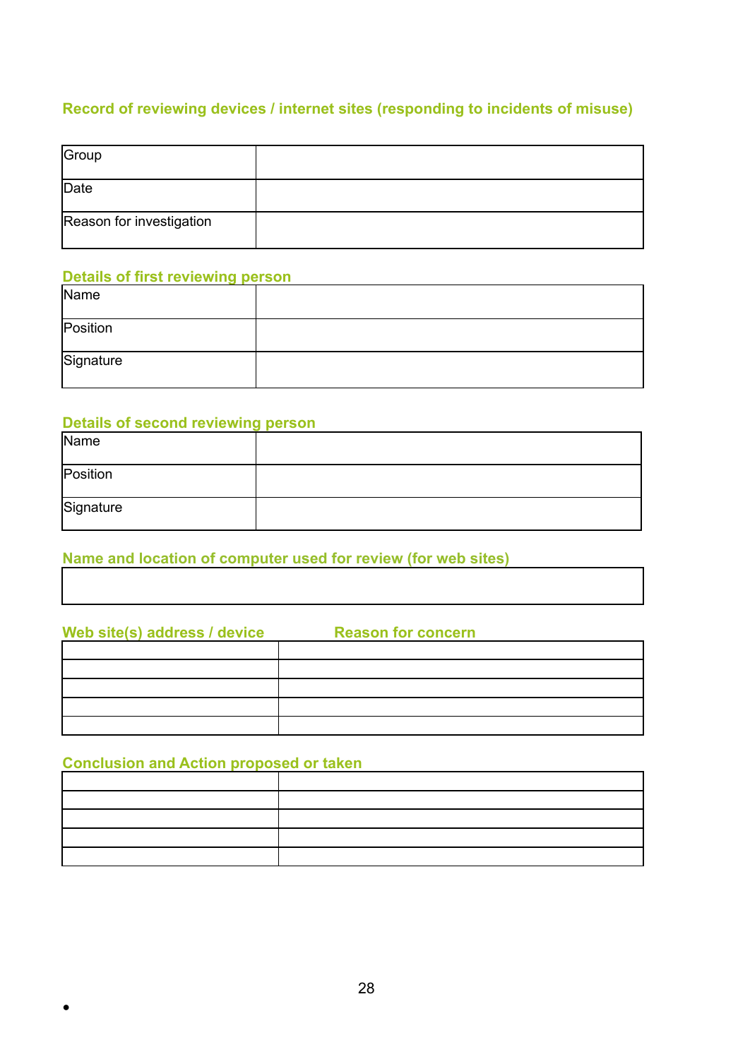## Record of reviewing devices / internet sites (responding to incidents of misuse)

| Group | |
|---|---|
| Date | |
| Reason for investigation | |

### Details of first reviewing person

| Name | |
|---|---|
| Position | |
| Signature | |

### Details of second reviewing person

| Name | |
|---|---|
| Position | |
| Signature | |

### Name and location of computer used for review (for web sites)

| |
|---|
| |

| Web site(s) address / device | Reason for concern |
|---|---|
| | |
| | |
| | |
| | |
| | |

### Conclusion and Action proposed or taken

| | |
|---|---|
| | |
| | |
| | |
| | |
| | |

•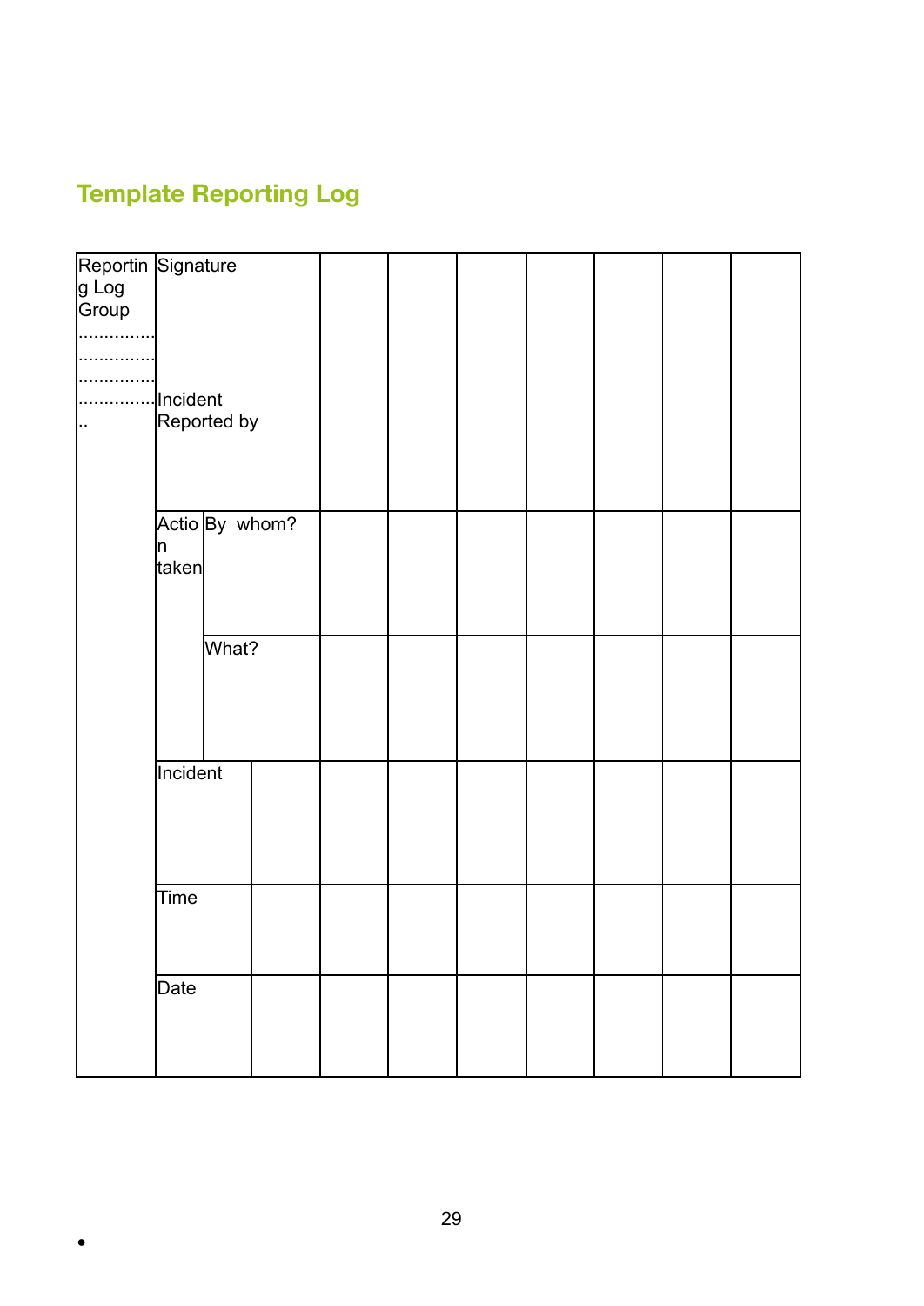## Template Reporting Log

| Reporting Log Group ........................................................ | | | | | | | | | | |
|---|---|---|---|---|---|---|---|---|---|---|
| | Signature | | | | | | | | | |
| | Incident Reported by | | | | | | | | | |
| | Action taken | By whom? | | | | | | | | |
| | | What? | | | | | | | | |
| | Incident | | | | | | | | | |
| | Time | | | | | | | | | |
| | Date | | | | | | | | | |

•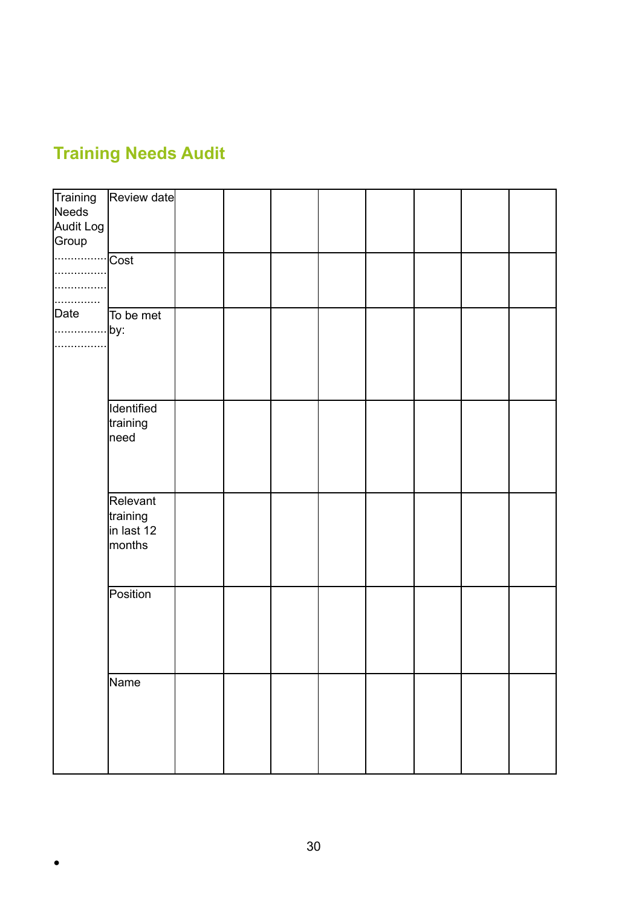## Training Needs Audit

| Training Needs Audit Log Group ................ ................ ................ .............. Date ................ ................ | Review date | | | | | | | |
|---|---|---|---|---|---|---|---|---|
| | Cost | | | | | | | |
| | To be met by: | | | | | | | |
| | Identified training need | | | | | | | |
| | Relevant training in last 12 months | | | | | | | |
| | Position | | | | | | | |
| | Name | | | | | | | |

•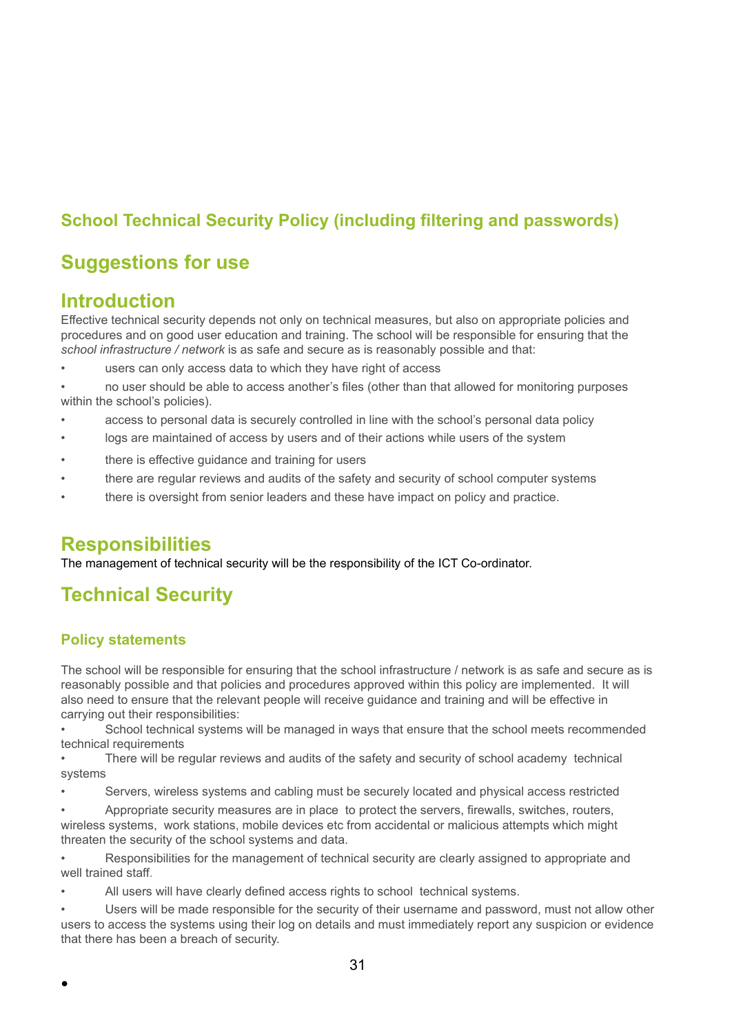## School Technical Security Policy (including filtering and passwords)

# Suggestions for use

# Introduction

Effective technical security depends not only on technical measures, but also on appropriate policies and procedures and on good user education and training. The school will be responsible for ensuring that the *school infrastructure / network* is as safe and secure as is reasonably possible and that:

- users can only access data to which they have right of access
- no user should be able to access another's files (other than that allowed for monitoring purposes within the school's policies).
- access to personal data is securely controlled in line with the school's personal data policy
- logs are maintained of access by users and of their actions while users of the system
- there is effective guidance and training for users
- there are regular reviews and audits of the safety and security of school computer systems
- there is oversight from senior leaders and these have impact on policy and practice.

# Responsibilities

The management of technical security will be the responsibility of the ICT Co-ordinator.

# Technical Security

### Policy statements

The school will be responsible for ensuring that the school infrastructure / network is as safe and secure as is reasonably possible and that policies and procedures approved within this policy are implemented. It will also need to ensure that the relevant people will receive guidance and training and will be effective in carrying out their responsibilities:

- School technical systems will be managed in ways that ensure that the school meets recommended technical requirements
- There will be regular reviews and audits of the safety and security of school academy technical systems
- Servers, wireless systems and cabling must be securely located and physical access restricted
- Appropriate security measures are in place to protect the servers, firewalls, switches, routers, wireless systems, work stations, mobile devices etc from accidental or malicious attempts which might threaten the security of the school systems and data.
- Responsibilities for the management of technical security are clearly assigned to appropriate and well trained staff.
- All users will have clearly defined access rights to school technical systems.
- Users will be made responsible for the security of their username and password, must not allow other users to access the systems using their log on details and must immediately report any suspicion or evidence that there has been a breach of security.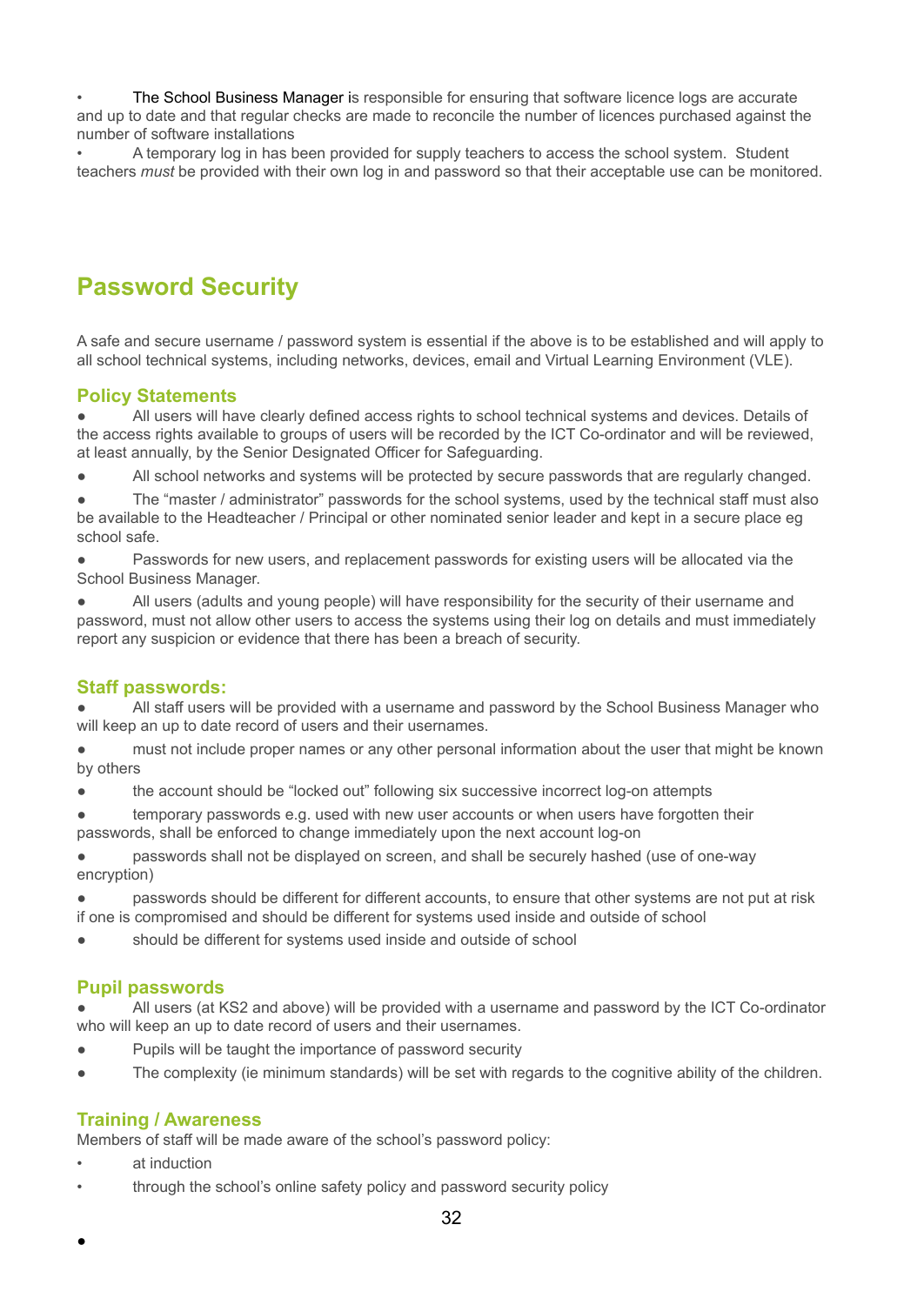- The School Business Manager is responsible for ensuring that software licence logs are accurate and up to date and that regular checks are made to reconcile the number of licences purchased against the number of software installations
- A temporary log in has been provided for supply teachers to access the school system. Student teachers *must* be provided with their own log in and password so that their acceptable use can be monitored.

## Password Security

A safe and secure username / password system is essential if the above is to be established and will apply to all school technical systems, including networks, devices, email and Virtual Learning Environment (VLE).

### Policy Statements

- All users will have clearly defined access rights to school technical systems and devices. Details of the access rights available to groups of users will be recorded by the ICT Co-ordinator and will be reviewed, at least annually, by the Senior Designated Officer for Safeguarding.
- All school networks and systems will be protected by secure passwords that are regularly changed.
- The "master / administrator" passwords for the school systems, used by the technical staff must also be available to the Headteacher / Principal or other nominated senior leader and kept in a secure place eg school safe.
- Passwords for new users, and replacement passwords for existing users will be allocated via the School Business Manager.
- All users (adults and young people) will have responsibility for the security of their username and password, must not allow other users to access the systems using their log on details and must immediately report any suspicion or evidence that there has been a breach of security.

### Staff passwords:

- All staff users will be provided with a username and password by the School Business Manager who will keep an up to date record of users and their usernames.
- must not include proper names or any other personal information about the user that might be known by others
- the account should be "locked out" following six successive incorrect log-on attempts
- temporary passwords e.g. used with new user accounts or when users have forgotten their passwords, shall be enforced to change immediately upon the next account log-on
- passwords shall not be displayed on screen, and shall be securely hashed (use of one-way encryption)
- passwords should be different for different accounts, to ensure that other systems are not put at risk if one is compromised and should be different for systems used inside and outside of school
- should be different for systems used inside and outside of school

### Pupil passwords

- All users (at KS2 and above) will be provided with a username and password by the ICT Co-ordinator who will keep an up to date record of users and their usernames.
- Pupils will be taught the importance of password security
- The complexity (ie minimum standards) will be set with regards to the cognitive ability of the children.

### Training / Awareness

Members of staff will be made aware of the school's password policy:

- at induction
- through the school's online safety policy and password security policy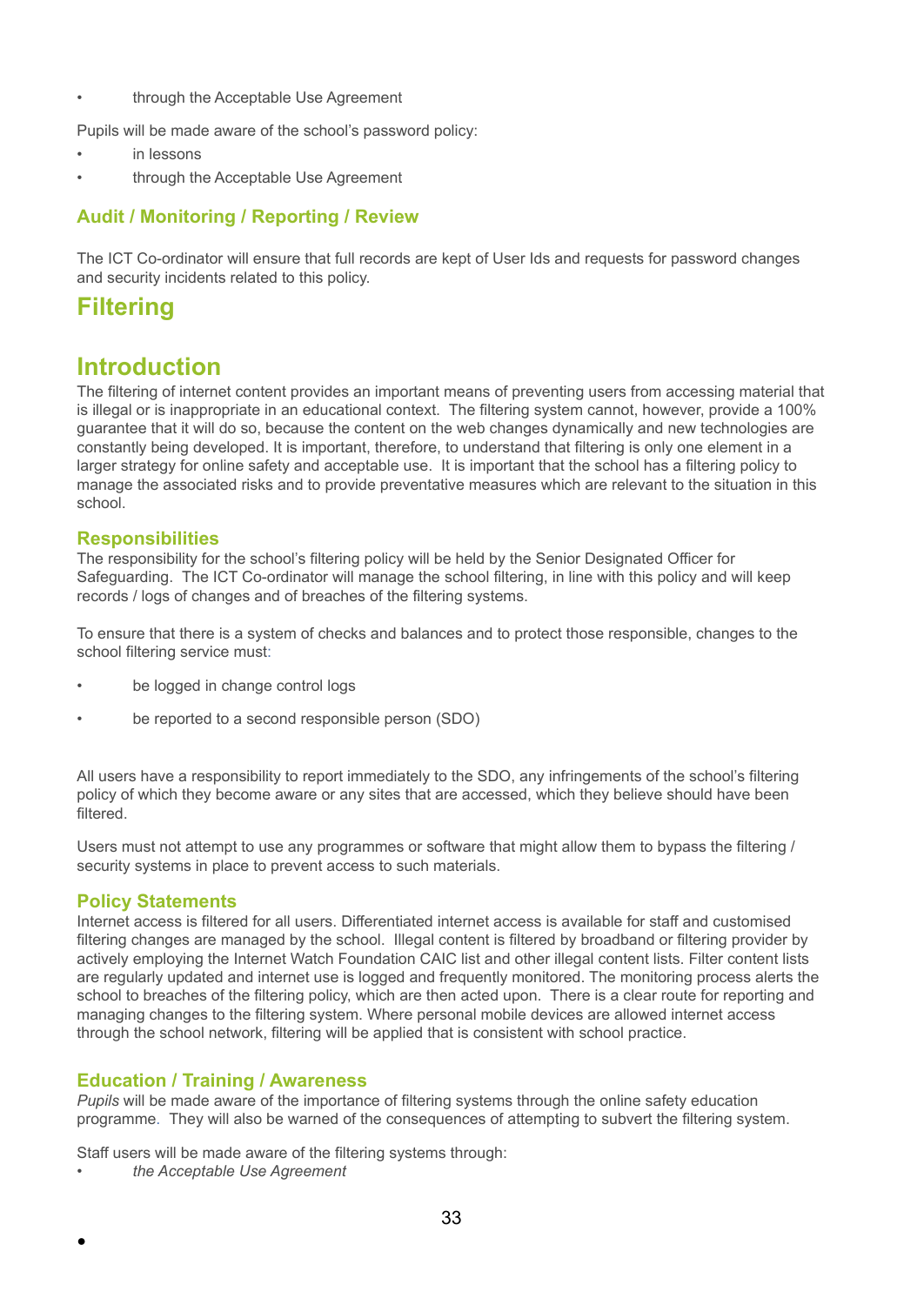- through the Acceptable Use Agreement

Pupils will be made aware of the school's password policy:

- in lessons
- through the Acceptable Use Agreement

### Audit / Monitoring / Reporting / Review

The ICT Co-ordinator will ensure that full records are kept of User Ids and requests for password changes and security incidents related to this policy.

## Filtering

## Introduction

The filtering of internet content provides an important means of preventing users from accessing material that is illegal or is inappropriate in an educational context. The filtering system cannot, however, provide a 100% guarantee that it will do so, because the content on the web changes dynamically and new technologies are constantly being developed. It is important, therefore, to understand that filtering is only one element in a larger strategy for online safety and acceptable use. It is important that the school has a filtering policy to manage the associated risks and to provide preventative measures which are relevant to the situation in this school.

### Responsibilities

The responsibility for the school's filtering policy will be held by the Senior Designated Officer for Safeguarding. The ICT Co-ordinator will manage the school filtering, in line with this policy and will keep records / logs of changes and of breaches of the filtering systems.

To ensure that there is a system of checks and balances and to protect those responsible, changes to the school filtering service must:

- be logged in change control logs
- be reported to a second responsible person (SDO)

All users have a responsibility to report immediately to the SDO, any infringements of the school's filtering policy of which they become aware or any sites that are accessed, which they believe should have been filtered.

Users must not attempt to use any programmes or software that might allow them to bypass the filtering / security systems in place to prevent access to such materials.

### Policy Statements

Internet access is filtered for all users. Differentiated internet access is available for staff and customised filtering changes are managed by the school. Illegal content is filtered by broadband or filtering provider by actively employing the Internet Watch Foundation CAIC list and other illegal content lists. Filter content lists are regularly updated and internet use is logged and frequently monitored. The monitoring process alerts the school to breaches of the filtering policy, which are then acted upon. There is a clear route for reporting and managing changes to the filtering system. Where personal mobile devices are allowed internet access through the school network, filtering will be applied that is consistent with school practice.

### Education / Training / Awareness

*Pupils* will be made aware of the importance of filtering systems through the online safety education programme. They will also be warned of the consequences of attempting to subvert the filtering system.

Staff users will be made aware of the filtering systems through:

- *the Acceptable Use Agreement*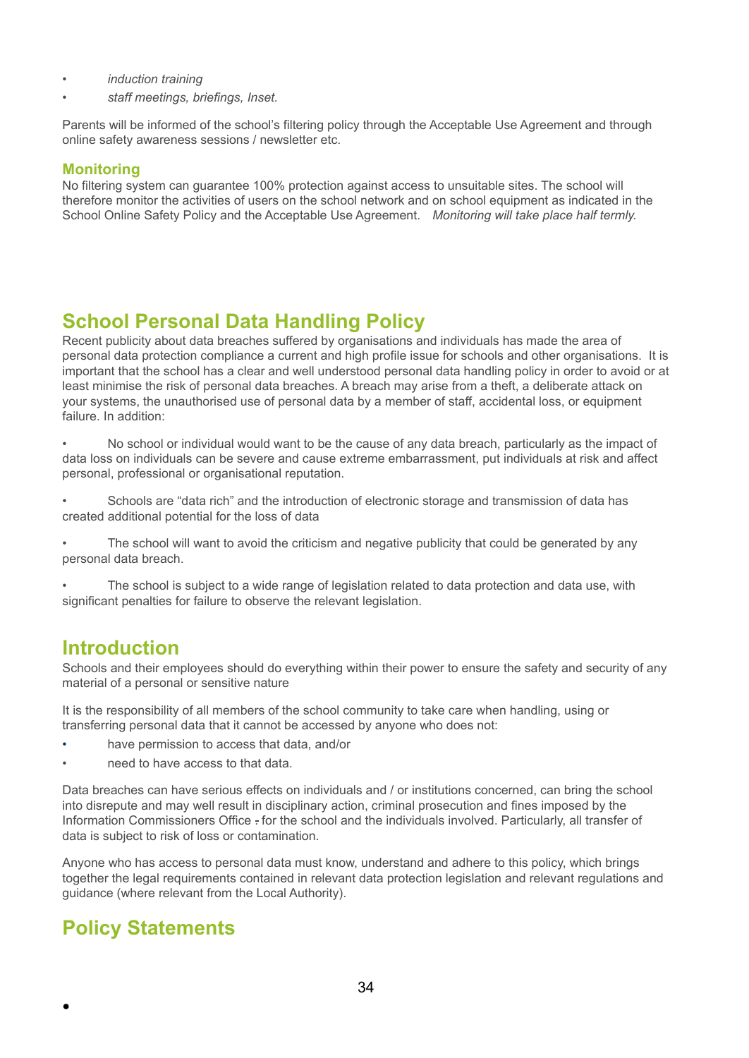- *induction training*
- *staff meetings, briefings, Inset.*

Parents will be informed of the school's filtering policy through the Acceptable Use Agreement and through online safety awareness sessions / newsletter etc.

### Monitoring

No filtering system can guarantee 100% protection against access to unsuitable sites. The school will therefore monitor the activities of users on the school network and on school equipment as indicated in the School Online Safety Policy and the Acceptable Use Agreement. *Monitoring will take place half termly.*

## School Personal Data Handling Policy

Recent publicity about data breaches suffered by organisations and individuals has made the area of personal data protection compliance a current and high profile issue for schools and other organisations. It is important that the school has a clear and well understood personal data handling policy in order to avoid or at least minimise the risk of personal data breaches. A breach may arise from a theft, a deliberate attack on your systems, the unauthorised use of personal data by a member of staff, accidental loss, or equipment failure. In addition:

- No school or individual would want to be the cause of any data breach, particularly as the impact of data loss on individuals can be severe and cause extreme embarrassment, put individuals at risk and affect personal, professional or organisational reputation.
- Schools are "data rich" and the introduction of electronic storage and transmission of data has created additional potential for the loss of data
- The school will want to avoid the criticism and negative publicity that could be generated by any personal data breach.
- The school is subject to a wide range of legislation related to data protection and data use, with significant penalties for failure to observe the relevant legislation.

## Introduction

Schools and their employees should do everything within their power to ensure the safety and security of any material of a personal or sensitive nature

It is the responsibility of all members of the school community to take care when handling, using or transferring personal data that it cannot be accessed by anyone who does not:

- have permission to access that data, and/or
- need to have access to that data.

Data breaches can have serious effects on individuals and / or institutions concerned, can bring the school into disrepute and may well result in disciplinary action, criminal prosecution and fines imposed by the Information Commissioners Office - for the school and the individuals involved. Particularly, all transfer of data is subject to risk of loss or contamination.

Anyone who has access to personal data must know, understand and adhere to this policy, which brings together the legal requirements contained in relevant data protection legislation and relevant regulations and guidance (where relevant from the Local Authority).

## Policy Statements

-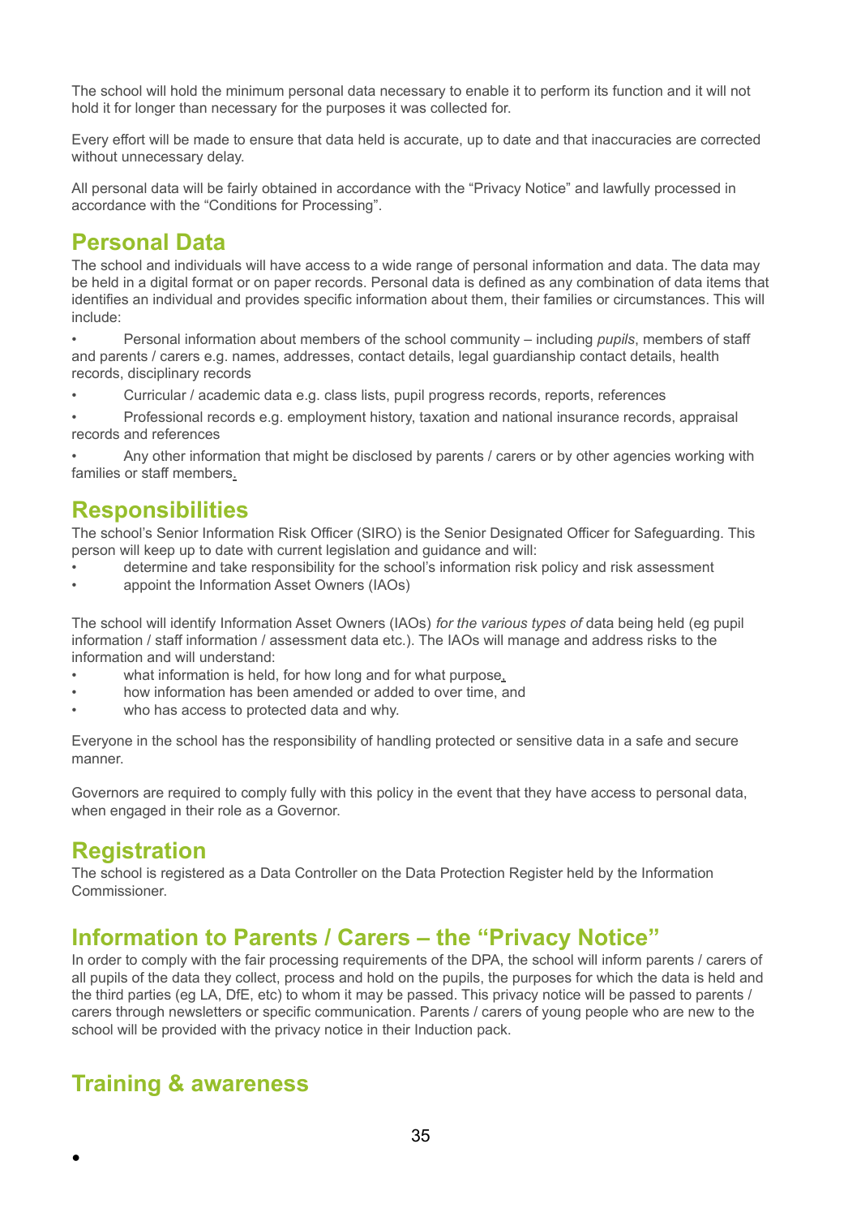The school will hold the minimum personal data necessary to enable it to perform its function and it will not hold it for longer than necessary for the purposes it was collected for.

Every effort will be made to ensure that data held is accurate, up to date and that inaccuracies are corrected without unnecessary delay.

All personal data will be fairly obtained in accordance with the "Privacy Notice" and lawfully processed in accordance with the "Conditions for Processing".

## Personal Data

The school and individuals will have access to a wide range of personal information and data. The data may be held in a digital format or on paper records. Personal data is defined as any combination of data items that identifies an individual and provides specific information about them, their families or circumstances. This will include:

- Personal information about members of the school community – including *pupils*, members of staff and parents / carers e.g. names, addresses, contact details, legal guardianship contact details, health records, disciplinary records
- Curricular / academic data e.g. class lists, pupil progress records, reports, references
- Professional records e.g. employment history, taxation and national insurance records, appraisal records and references
- Any other information that might be disclosed by parents / carers or by other agencies working with families or staff members.

## Responsibilities

The school's Senior Information Risk Officer (SIRO) is the Senior Designated Officer for Safeguarding. This person will keep up to date with current legislation and guidance and will:

- determine and take responsibility for the school's information risk policy and risk assessment
- appoint the Information Asset Owners (IAOs)

The school will identify Information Asset Owners (IAOs) *for the various types of* data being held (eg pupil information / staff information / assessment data etc.). The IAOs will manage and address risks to the information and will understand:

- what information is held, for how long and for what purpose,
- how information has been amended or added to over time, and
- who has access to protected data and why.

Everyone in the school has the responsibility of handling protected or sensitive data in a safe and secure manner.

Governors are required to comply fully with this policy in the event that they have access to personal data, when engaged in their role as a Governor.

## Registration

The school is registered as a Data Controller on the Data Protection Register held by the Information Commissioner.

## Information to Parents / Carers – the "Privacy Notice"

In order to comply with the fair processing requirements of the DPA, the school will inform parents / carers of all pupils of the data they collect, process and hold on the pupils, the purposes for which the data is held and the third parties (eg LA, DfE, etc) to whom it may be passed. This privacy notice will be passed to parents / carers through newsletters or specific communication. Parents / carers of young people who are new to the school will be provided with the privacy notice in their Induction pack.

## Training & awareness

•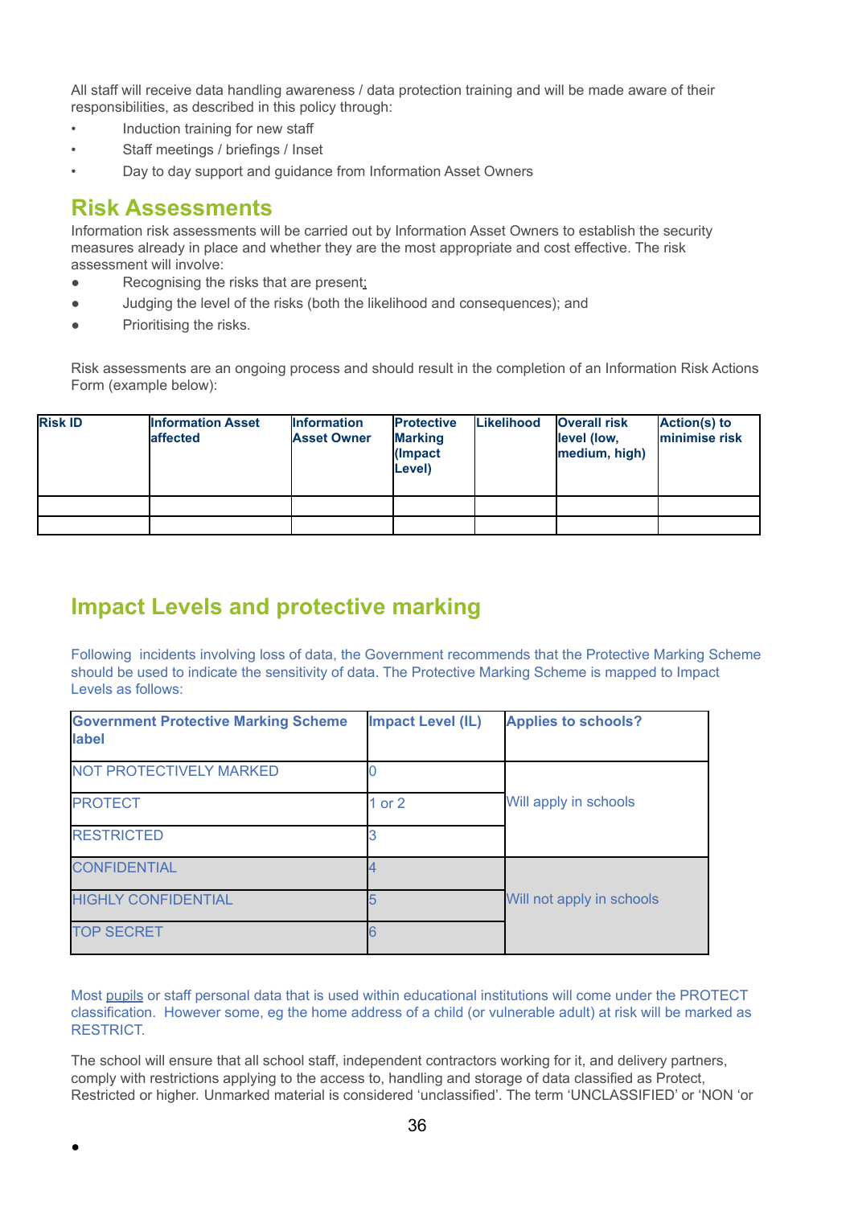All staff will receive data handling awareness / data protection training and will be made aware of their responsibilities, as described in this policy through:

- Induction training for new staff
- Staff meetings / briefings / Inset
- Day to day support and guidance from Information Asset Owners

## Risk Assessments

Information risk assessments will be carried out by Information Asset Owners to establish the security measures already in place and whether they are the most appropriate and cost effective. The risk assessment will involve:

- Recognising the risks that are present;
- Judging the level of the risks (both the likelihood and consequences); and
- Prioritising the risks.

Risk assessments are an ongoing process and should result in the completion of an Information Risk Actions Form (example below):

| Risk ID | Information Asset affected | Information Asset Owner | Protective Marking (Impact Level) | Likelihood | Overall risk level (low, medium, high) | Action(s) to minimise risk |
|---|---|---|---|---|---|---|
| | | | | | | |
| | | | | | | |

## Impact Levels and protective marking

Following incidents involving loss of data, the Government recommends that the Protective Marking Scheme should be used to indicate the sensitivity of data. The Protective Marking Scheme is mapped to Impact Levels as follows:

| Government Protective Marking Scheme label | Impact Level (IL) | Applies to schools? |
|---|---|---|
| NOT PROTECTIVELY MARKED | 0 | Will apply in schools |
| PROTECT | 1 or 2 | |
| RESTRICTED | 3 | |
| CONFIDENTIAL | 4 | Will not apply in schools |
| HIGHLY CONFIDENTIAL | 5 | |
| TOP SECRET | 6 | |

Most pupils or staff personal data that is used within educational institutions will come under the PROTECT classification. However some, eg the home address of a child (or vulnerable adult) at risk will be marked as RESTRICT.

The school will ensure that all school staff, independent contractors working for it, and delivery partners, comply with restrictions applying to the access to, handling and storage of data classified as Protect, Restricted or higher. Unmarked material is considered 'unclassified'. The term 'UNCLASSIFIED' or 'NON 'or

-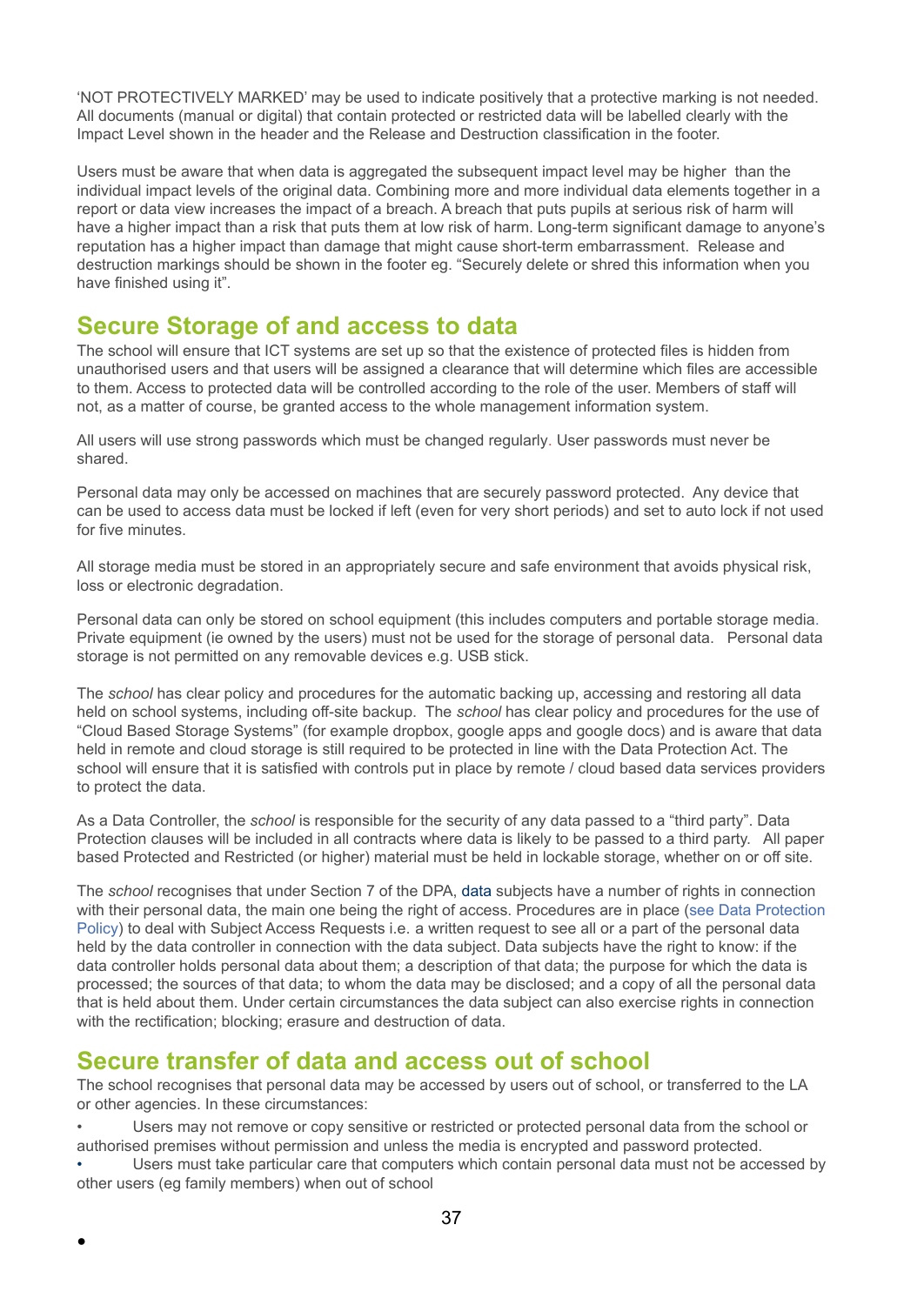'NOT PROTECTIVELY MARKED' may be used to indicate positively that a protective marking is not needed. All documents (manual or digital) that contain protected or restricted data will be labelled clearly with the Impact Level shown in the header and the Release and Destruction classification in the footer.

Users must be aware that when data is aggregated the subsequent impact level may be higher than the individual impact levels of the original data. Combining more and more individual data elements together in a report or data view increases the impact of a breach. A breach that puts pupils at serious risk of harm will have a higher impact than a risk that puts them at low risk of harm. Long-term significant damage to anyone's reputation has a higher impact than damage that might cause short-term embarrassment. Release and destruction markings should be shown in the footer eg. "Securely delete or shred this information when you have finished using it".

## Secure Storage of and access to data

The school will ensure that ICT systems are set up so that the existence of protected files is hidden from unauthorised users and that users will be assigned a clearance that will determine which files are accessible to them. Access to protected data will be controlled according to the role of the user. Members of staff will not, as a matter of course, be granted access to the whole management information system.

All users will use strong passwords which must be changed regularly. User passwords must never be shared.

Personal data may only be accessed on machines that are securely password protected. Any device that can be used to access data must be locked if left (even for very short periods) and set to auto lock if not used for five minutes.

All storage media must be stored in an appropriately secure and safe environment that avoids physical risk, loss or electronic degradation.

Personal data can only be stored on school equipment (this includes computers and portable storage media. Private equipment (ie owned by the users) must not be used for the storage of personal data. Personal data storage is not permitted on any removable devices e.g. USB stick.

The *school* has clear policy and procedures for the automatic backing up, accessing and restoring all data held on school systems, including off-site backup. The *school* has clear policy and procedures for the use of "Cloud Based Storage Systems" (for example dropbox, google apps and google docs) and is aware that data held in remote and cloud storage is still required to be protected in line with the Data Protection Act. The school will ensure that it is satisfied with controls put in place by remote / cloud based data services providers to protect the data.

As a Data Controller, the *school* is responsible for the security of any data passed to a "third party". Data Protection clauses will be included in all contracts where data is likely to be passed to a third party. All paper based Protected and Restricted (or higher) material must be held in lockable storage, whether on or off site.

The *school* recognises that under Section 7 of the DPA, data subjects have a number of rights in connection with their personal data, the main one being the right of access. Procedures are in place (see Data Protection Policy) to deal with Subject Access Requests i.e. a written request to see all or a part of the personal data held by the data controller in connection with the data subject. Data subjects have the right to know: if the data controller holds personal data about them; a description of that data; the purpose for which the data is processed; the sources of that data; to whom the data may be disclosed; and a copy of all the personal data that is held about them. Under certain circumstances the data subject can also exercise rights in connection with the rectification; blocking; erasure and destruction of data.

## Secure transfer of data and access out of school

The school recognises that personal data may be accessed by users out of school, or transferred to the LA or other agencies. In these circumstances:

- Users may not remove or copy sensitive or restricted or protected personal data from the school or authorised premises without permission and unless the media is encrypted and password protected.
- Users must take particular care that computers which contain personal data must not be accessed by other users (eg family members) when out of school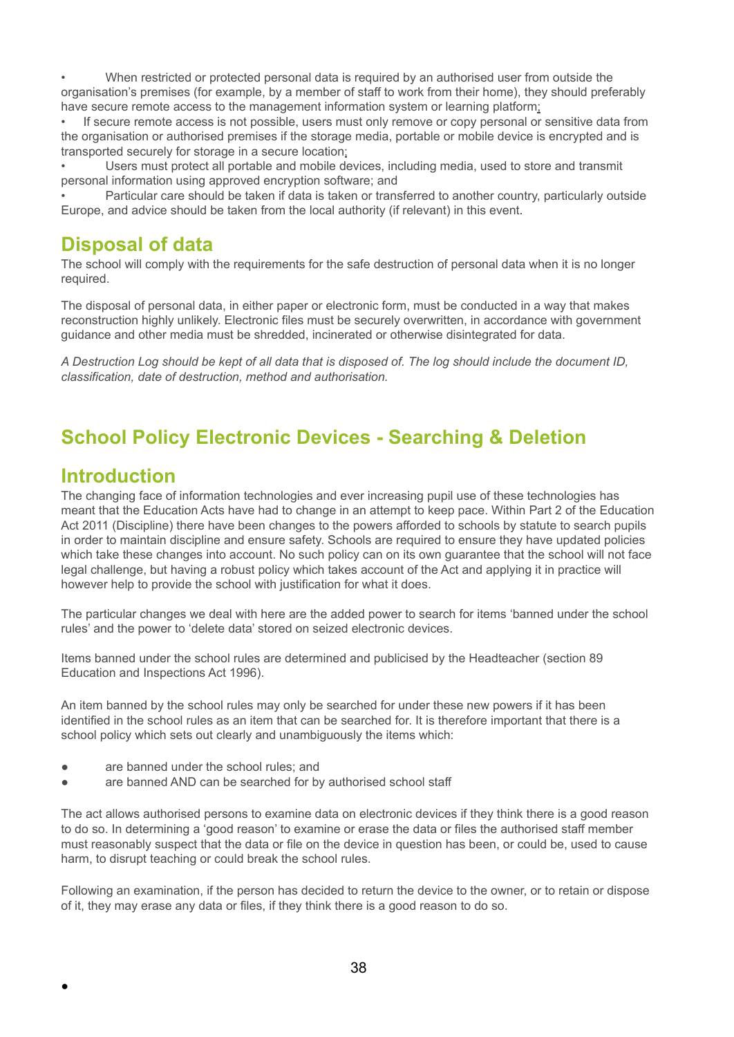- When restricted or protected personal data is required by an authorised user from outside the organisation's premises (for example, by a member of staff to work from their home), they should preferably have secure remote access to the management information system or learning platform;
- If secure remote access is not possible, users must only remove or copy personal or sensitive data from the organisation or authorised premises if the storage media, portable or mobile device is encrypted and is transported securely for storage in a secure location;
- Users must protect all portable and mobile devices, including media, used to store and transmit personal information using approved encryption software; and
- Particular care should be taken if data is taken or transferred to another country, particularly outside Europe, and advice should be taken from the local authority (if relevant) in this event.

## Disposal of data

The school will comply with the requirements for the safe destruction of personal data when it is no longer required.

The disposal of personal data, in either paper or electronic form, must be conducted in a way that makes reconstruction highly unlikely. Electronic files must be securely overwritten, in accordance with government guidance and other media must be shredded, incinerated or otherwise disintegrated for data.

*A Destruction Log should be kept of all data that is disposed of. The log should include the document ID, classification, date of destruction, method and authorisation.*

# School Policy Electronic Devices - Searching & Deletion

## Introduction

The changing face of information technologies and ever increasing pupil use of these technologies has meant that the Education Acts have had to change in an attempt to keep pace. Within Part 2 of the Education Act 2011 (Discipline) there have been changes to the powers afforded to schools by statute to search pupils in order to maintain discipline and ensure safety. Schools are required to ensure they have updated policies which take these changes into account. No such policy can on its own guarantee that the school will not face legal challenge, but having a robust policy which takes account of the Act and applying it in practice will however help to provide the school with justification for what it does.

The particular changes we deal with here are the added power to search for items 'banned under the school rules' and the power to 'delete data' stored on seized electronic devices.

Items banned under the school rules are determined and publicised by the Headteacher (section 89 Education and Inspections Act 1996).

An item banned by the school rules may only be searched for under these new powers if it has been identified in the school rules as an item that can be searched for. It is therefore important that there is a school policy which sets out clearly and unambiguously the items which:

- are banned under the school rules; and
- are banned AND can be searched for by authorised school staff

The act allows authorised persons to examine data on electronic devices if they think there is a good reason to do so. In determining a 'good reason' to examine or erase the data or files the authorised staff member must reasonably suspect that the data or file on the device in question has been, or could be, used to cause harm, to disrupt teaching or could break the school rules.

Following an examination, if the person has decided to return the device to the owner, or to retain or dispose of it, they may erase any data or files, if they think there is a good reason to do so.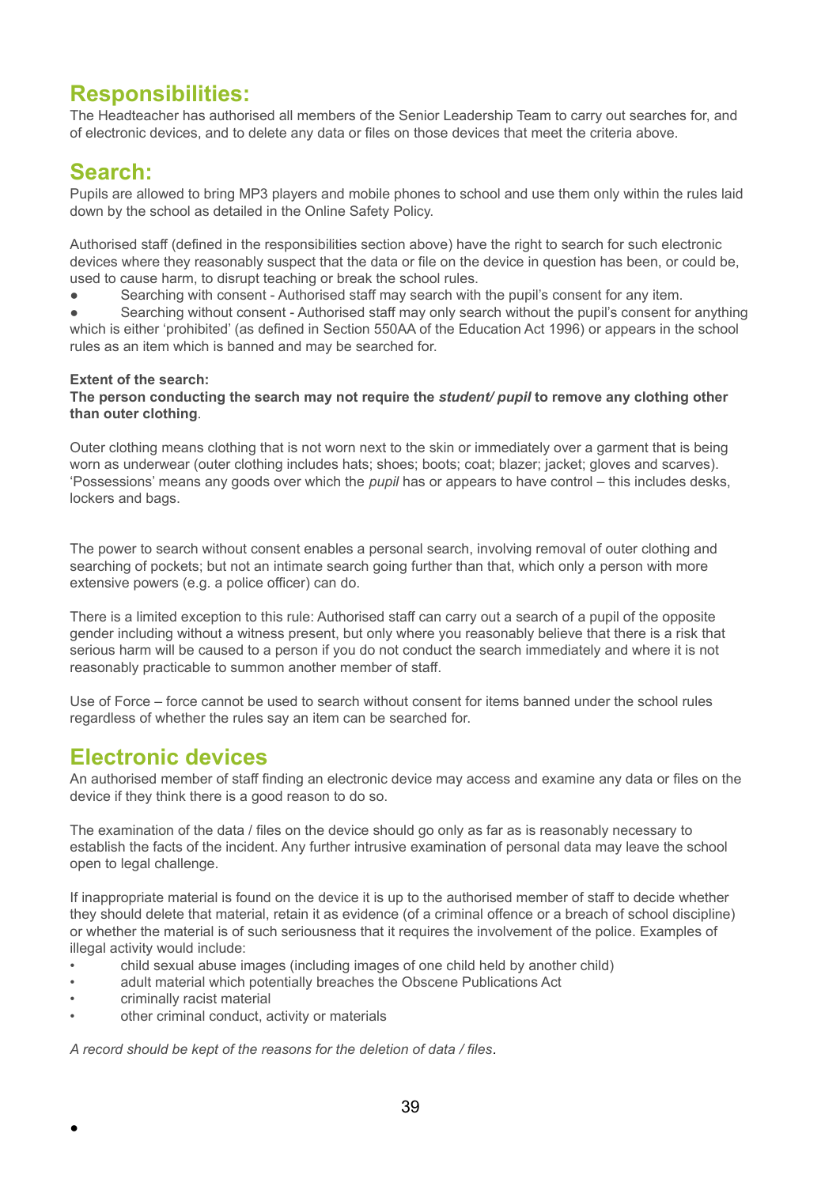## Responsibilities:

The Headteacher has authorised all members of the Senior Leadership Team to carry out searches for, and of electronic devices, and to delete any data or files on those devices that meet the criteria above.

## Search:

Pupils are allowed to bring MP3 players and mobile phones to school and use them only within the rules laid down by the school as detailed in the Online Safety Policy.

Authorised staff (defined in the responsibilities section above) have the right to search for such electronic devices where they reasonably suspect that the data or file on the device in question has been, or could be, used to cause harm, to disrupt teaching or break the school rules.

- Searching with consent - Authorised staff may search with the pupil's consent for any item.
- Searching without consent - Authorised staff may only search without the pupil's consent for anything which is either 'prohibited' (as defined in Section 550AA of the Education Act 1996) or appears in the school rules as an item which is banned and may be searched for.

**Extent of the search:**

**The person conducting the search may not require the *student/ pupil* to remove any clothing other than outer clothing**.

Outer clothing means clothing that is not worn next to the skin or immediately over a garment that is being worn as underwear (outer clothing includes hats; shoes; boots; coat; blazer; jacket; gloves and scarves). 'Possessions' means any goods over which the *pupil* has or appears to have control – this includes desks, lockers and bags.

The power to search without consent enables a personal search, involving removal of outer clothing and searching of pockets; but not an intimate search going further than that, which only a person with more extensive powers (e.g. a police officer) can do.

There is a limited exception to this rule: Authorised staff can carry out a search of a pupil of the opposite gender including without a witness present, but only where you reasonably believe that there is a risk that serious harm will be caused to a person if you do not conduct the search immediately and where it is not reasonably practicable to summon another member of staff.

Use of Force – force cannot be used to search without consent for items banned under the school rules regardless of whether the rules say an item can be searched for.

## Electronic devices

An authorised member of staff finding an electronic device may access and examine any data or files on the device if they think there is a good reason to do so.

The examination of the data / files on the device should go only as far as is reasonably necessary to establish the facts of the incident. Any further intrusive examination of personal data may leave the school open to legal challenge.

If inappropriate material is found on the device it is up to the authorised member of staff to decide whether they should delete that material, retain it as evidence (of a criminal offence or a breach of school discipline) or whether the material is of such seriousness that it requires the involvement of the police. Examples of illegal activity would include:

- child sexual abuse images (including images of one child held by another child)
- adult material which potentially breaches the Obscene Publications Act
- criminally racist material
- other criminal conduct, activity or materials

*A record should be kept of the reasons for the deletion of data / files*.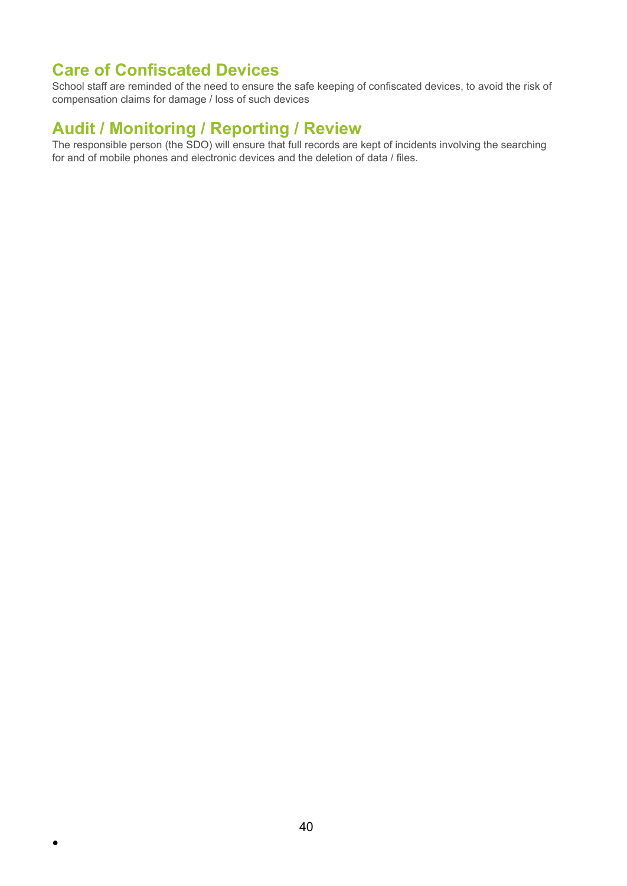## Care of Confiscated Devices

School staff are reminded of the need to ensure the safe keeping of confiscated devices, to avoid the risk of compensation claims for damage / loss of such devices

## Audit / Monitoring / Reporting / Review

The responsible person (the SDO) will ensure that full records are kept of incidents involving the searching for and of mobile phones and electronic devices and the deletion of data / files.